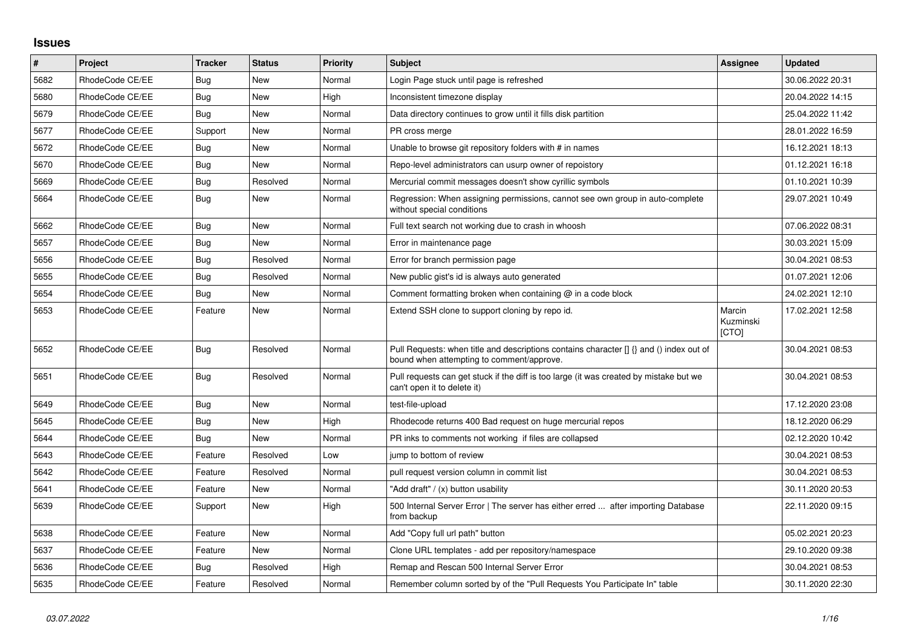## Issues

| # | Project | Tracker | Status | Priority | Subject | Assignee | Updated |
|---|---|---|---|---|---|---|---|
| 5682 | RhodeCode CE/EE | Bug | New | Normal | Login Page stuck until page is refreshed | | 30.06.2022 20:31 |
| 5680 | RhodeCode CE/EE | Bug | New | High | Inconsistent timezone display | | 20.04.2022 14:15 |
| 5679 | RhodeCode CE/EE | Bug | New | Normal | Data directory continues to grow until it fills disk partition | | 25.04.2022 11:42 |
| 5677 | RhodeCode CE/EE | Support | New | Normal | PR cross merge | | 28.01.2022 16:59 |
| 5672 | RhodeCode CE/EE | Bug | New | Normal | Unable to browse git repository folders with # in names | | 16.12.2021 18:13 |
| 5670 | RhodeCode CE/EE | Bug | New | Normal | Repo-level administrators can usurp owner of repoistory | | 01.12.2021 16:18 |
| 5669 | RhodeCode CE/EE | Bug | Resolved | Normal | Mercurial commit messages doesn't show cyrillic symbols | | 01.10.2021 10:39 |
| 5664 | RhodeCode CE/EE | Bug | New | Normal | Regression: When assigning permissions, cannot see own group in auto-complete without special conditions | | 29.07.2021 10:49 |
| 5662 | RhodeCode CE/EE | Bug | New | Normal | Full text search not working due to crash in whoosh | | 07.06.2022 08:31 |
| 5657 | RhodeCode CE/EE | Bug | New | Normal | Error in maintenance page | | 30.03.2021 15:09 |
| 5656 | RhodeCode CE/EE | Bug | Resolved | Normal | Error for branch permission page | | 30.04.2021 08:53 |
| 5655 | RhodeCode CE/EE | Bug | Resolved | Normal | New public gist's id is always auto generated | | 01.07.2021 12:06 |
| 5654 | RhodeCode CE/EE | Bug | New | Normal | Comment formatting broken when containing @ in a code block | | 24.02.2021 12:10 |
| 5653 | RhodeCode CE/EE | Feature | New | Normal | Extend SSH clone to support cloning by repo id. | Marcin Kuzminski [CTO] | 17.02.2021 12:58 |
| 5652 | RhodeCode CE/EE | Bug | Resolved | Normal | Pull Requests: when title and descriptions contains character [] {} and () index out of bound when attempting to comment/approve. | | 30.04.2021 08:53 |
| 5651 | RhodeCode CE/EE | Bug | Resolved | Normal | Pull requests can get stuck if the diff is too large (it was created by mistake but we can't open it to delete it) | | 30.04.2021 08:53 |
| 5649 | RhodeCode CE/EE | Bug | New | Normal | test-file-upload | | 17.12.2020 23:08 |
| 5645 | RhodeCode CE/EE | Bug | New | High | Rhodecode returns 400 Bad request on huge mercurial repos | | 18.12.2020 06:29 |
| 5644 | RhodeCode CE/EE | Bug | New | Normal | PR inks to comments not working if files are collapsed | | 02.12.2020 10:42 |
| 5643 | RhodeCode CE/EE | Feature | Resolved | Low | jump to bottom of review | | 30.04.2021 08:53 |
| 5642 | RhodeCode CE/EE | Feature | Resolved | Normal | pull request version column in commit list | | 30.04.2021 08:53 |
| 5641 | RhodeCode CE/EE | Feature | New | Normal | "Add draft" / (x) button usability | | 30.11.2020 20:53 |
| 5639 | RhodeCode CE/EE | Support | New | High | 500 Internal Server Error \| The server has either erred ... after importing Database from backup | | 22.11.2020 09:15 |
| 5638 | RhodeCode CE/EE | Feature | New | Normal | Add "Copy full url path" button | | 05.02.2021 20:23 |
| 5637 | RhodeCode CE/EE | Feature | New | Normal | Clone URL templates - add per repository/namespace | | 29.10.2020 09:38 |
| 5636 | RhodeCode CE/EE | Bug | Resolved | High | Remap and Rescan 500 Internal Server Error | | 30.04.2021 08:53 |
| 5635 | RhodeCode CE/EE | Feature | Resolved | Normal | Remember column sorted by of the "Pull Requests You Participate In" table | | 30.11.2020 22:30 |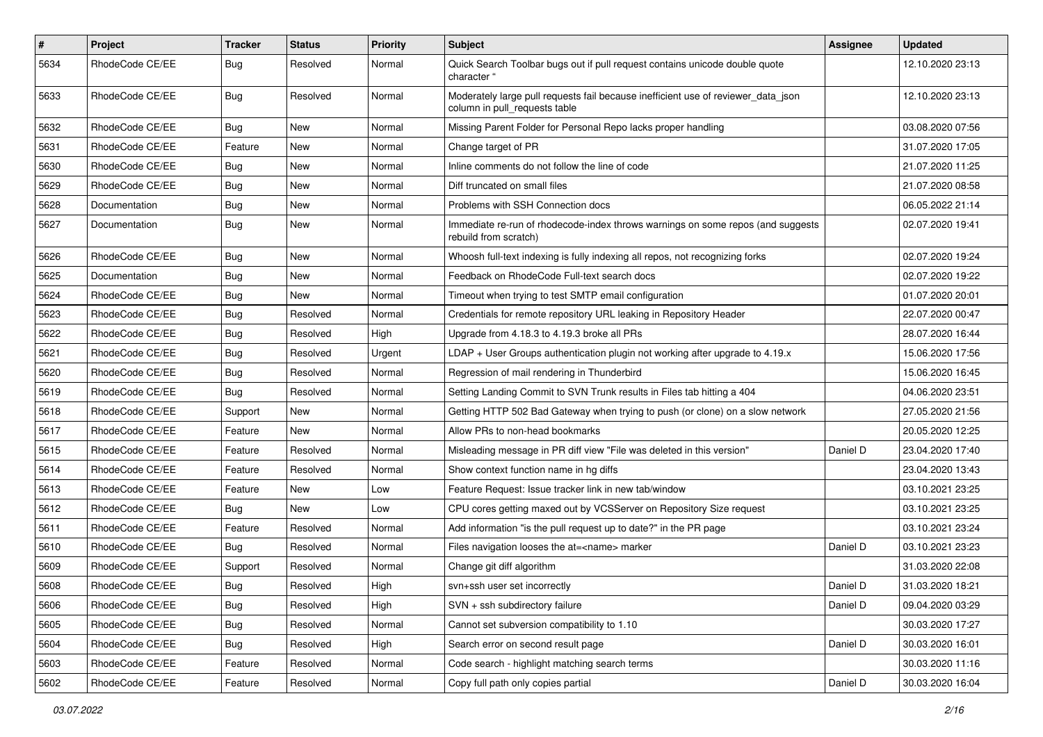| # | Project | Tracker | Status | Priority | Subject | Assignee | Updated |
|---|---|---|---|---|---|---|---|
| 5634 | RhodeCode CE/EE | Bug | Resolved | Normal | Quick Search Toolbar bugs out if pull request contains unicode double quote character " | | 12.10.2020 23:13 |
| 5633 | RhodeCode CE/EE | Bug | Resolved | Normal | Moderately large pull requests fail because inefficient use of reviewer_data_json column in pull_requests table | | 12.10.2020 23:13 |
| 5632 | RhodeCode CE/EE | Bug | New | Normal | Missing Parent Folder for Personal Repo lacks proper handling | | 03.08.2020 07:56 |
| 5631 | RhodeCode CE/EE | Feature | New | Normal | Change target of PR | | 31.07.2020 17:05 |
| 5630 | RhodeCode CE/EE | Bug | New | Normal | Inline comments do not follow the line of code | | 21.07.2020 11:25 |
| 5629 | RhodeCode CE/EE | Bug | New | Normal | Diff truncated on small files | | 21.07.2020 08:58 |
| 5628 | Documentation | Bug | New | Normal | Problems with SSH Connection docs | | 06.05.2022 21:14 |
| 5627 | Documentation | Bug | New | Normal | Immediate re-run of rhodecode-index throws warnings on some repos (and suggests rebuild from scratch) | | 02.07.2020 19:41 |
| 5626 | RhodeCode CE/EE | Bug | New | Normal | Whoosh full-text indexing is fully indexing all repos, not recognizing forks | | 02.07.2020 19:24 |
| 5625 | Documentation | Bug | New | Normal | Feedback on RhodeCode Full-text search docs | | 02.07.2020 19:22 |
| 5624 | RhodeCode CE/EE | Bug | New | Normal | Timeout when trying to test SMTP email configuration | | 01.07.2020 20:01 |
| 5623 | RhodeCode CE/EE | Bug | Resolved | Normal | Credentials for remote repository URL leaking in Repository Header | | 22.07.2020 00:47 |
| 5622 | RhodeCode CE/EE | Bug | Resolved | High | Upgrade from 4.18.3 to 4.19.3 broke all PRs | | 28.07.2020 16:44 |
| 5621 | RhodeCode CE/EE | Bug | Resolved | Urgent | LDAP + User Groups authentication plugin not working after upgrade to 4.19.x | | 15.06.2020 17:56 |
| 5620 | RhodeCode CE/EE | Bug | Resolved | Normal | Regression of mail rendering in Thunderbird | | 15.06.2020 16:45 |
| 5619 | RhodeCode CE/EE | Bug | Resolved | Normal | Setting Landing Commit to SVN Trunk results in Files tab hitting a 404 | | 04.06.2020 23:51 |
| 5618 | RhodeCode CE/EE | Support | New | Normal | Getting HTTP 502 Bad Gateway when trying to push (or clone) on a slow network | | 27.05.2020 21:56 |
| 5617 | RhodeCode CE/EE | Feature | New | Normal | Allow PRs to non-head bookmarks | | 20.05.2020 12:25 |
| 5615 | RhodeCode CE/EE | Feature | Resolved | Normal | Misleading message in PR diff view "File was deleted in this version" | Daniel D | 23.04.2020 17:40 |
| 5614 | RhodeCode CE/EE | Feature | Resolved | Normal | Show context function name in hg diffs | | 23.04.2020 13:43 |
| 5613 | RhodeCode CE/EE | Feature | New | Low | Feature Request: Issue tracker link in new tab/window | | 03.10.2021 23:25 |
| 5612 | RhodeCode CE/EE | Bug | New | Low | CPU cores getting maxed out by VCSServer on Repository Size request | | 03.10.2021 23:25 |
| 5611 | RhodeCode CE/EE | Feature | Resolved | Normal | Add information "is the pull request up to date?" in the PR page | | 03.10.2021 23:24 |
| 5610 | RhodeCode CE/EE | Bug | Resolved | Normal | Files navigation looses the at=<name> marker | Daniel D | 03.10.2021 23:23 |
| 5609 | RhodeCode CE/EE | Support | Resolved | Normal | Change git diff algorithm | | 31.03.2020 22:08 |
| 5608 | RhodeCode CE/EE | Bug | Resolved | High | svn+ssh user set incorrectly | Daniel D | 31.03.2020 18:21 |
| 5606 | RhodeCode CE/EE | Bug | Resolved | High | SVN + ssh subdirectory failure | Daniel D | 09.04.2020 03:29 |
| 5605 | RhodeCode CE/EE | Bug | Resolved | Normal | Cannot set subversion compatibility to 1.10 | | 30.03.2020 17:27 |
| 5604 | RhodeCode CE/EE | Bug | Resolved | High | Search error on second result page | Daniel D | 30.03.2020 16:01 |
| 5603 | RhodeCode CE/EE | Feature | Resolved | Normal | Code search - highlight matching search terms | | 30.03.2020 11:16 |
| 5602 | RhodeCode CE/EE | Feature | Resolved | Normal | Copy full path only copies partial | Daniel D | 30.03.2020 16:04 |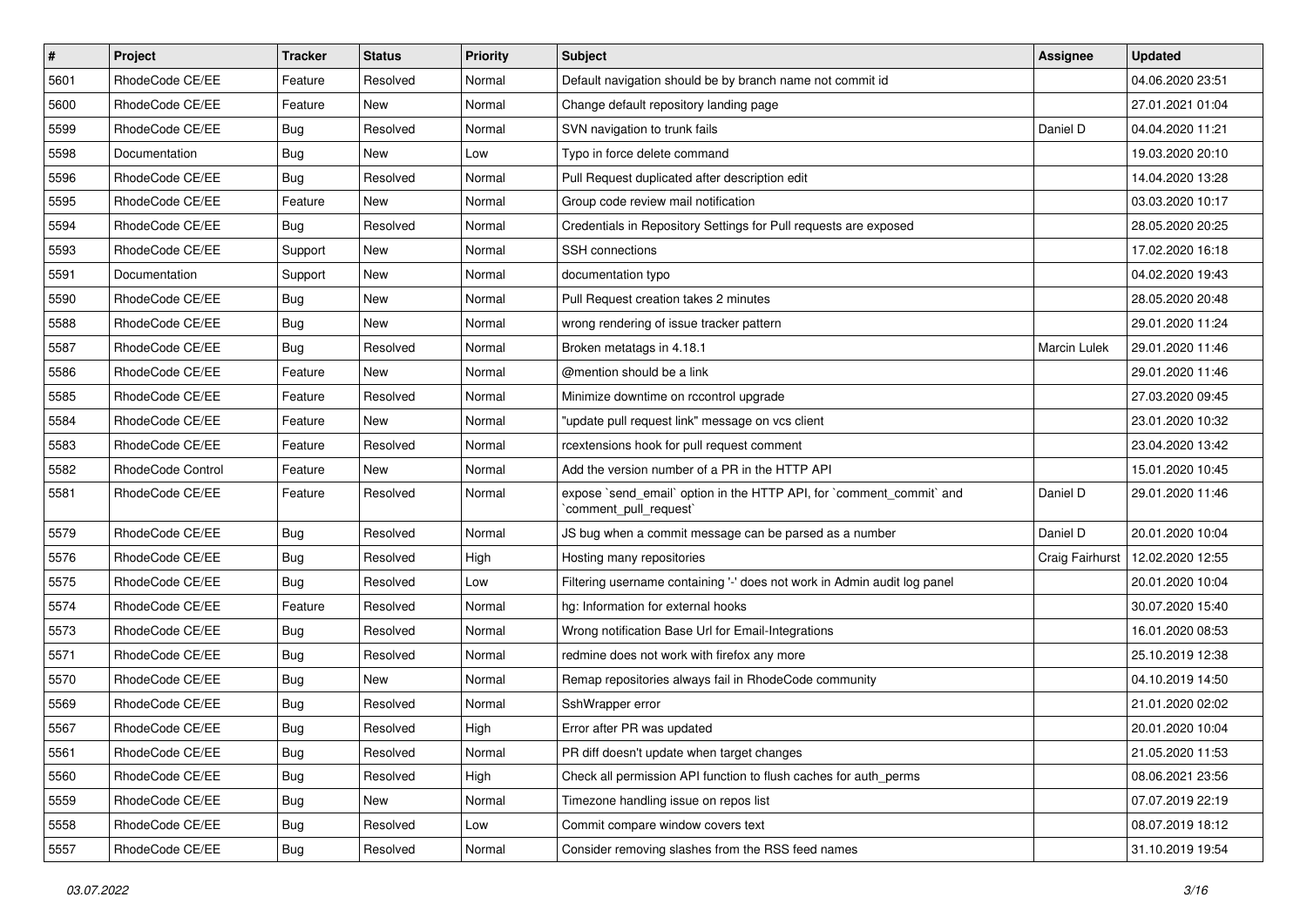| # | Project | Tracker | Status | Priority | Subject | Assignee | Updated |
|---|---|---|---|---|---|---|---|
| 5601 | RhodeCode CE/EE | Feature | Resolved | Normal | Default navigation should be by branch name not commit id | | 04.06.2020 23:51 |
| 5600 | RhodeCode CE/EE | Feature | New | Normal | Change default repository landing page | | 27.01.2021 01:04 |
| 5599 | RhodeCode CE/EE | Bug | Resolved | Normal | SVN navigation to trunk fails | Daniel D | 04.04.2020 11:21 |
| 5598 | Documentation | Bug | New | Low | Typo in force delete command | | 19.03.2020 20:10 |
| 5596 | RhodeCode CE/EE | Bug | Resolved | Normal | Pull Request duplicated after description edit | | 14.04.2020 13:28 |
| 5595 | RhodeCode CE/EE | Feature | New | Normal | Group code review mail notification | | 03.03.2020 10:17 |
| 5594 | RhodeCode CE/EE | Bug | Resolved | Normal | Credentials in Repository Settings for Pull requests are exposed | | 28.05.2020 20:25 |
| 5593 | RhodeCode CE/EE | Support | New | Normal | SSH connections | | 17.02.2020 16:18 |
| 5591 | Documentation | Support | New | Normal | documentation typo | | 04.02.2020 19:43 |
| 5590 | RhodeCode CE/EE | Bug | New | Normal | Pull Request creation takes 2 minutes | | 28.05.2020 20:48 |
| 5588 | RhodeCode CE/EE | Bug | New | Normal | wrong rendering of issue tracker pattern | | 29.01.2020 11:24 |
| 5587 | RhodeCode CE/EE | Bug | Resolved | Normal | Broken metatags in 4.18.1 | Marcin Lulek | 29.01.2020 11:46 |
| 5586 | RhodeCode CE/EE | Feature | New | Normal | @mention should be a link | | 29.01.2020 11:46 |
| 5585 | RhodeCode CE/EE | Feature | Resolved | Normal | Minimize downtime on rccontrol upgrade | | 27.03.2020 09:45 |
| 5584 | RhodeCode CE/EE | Feature | New | Normal | "update pull request link" message on vcs client | | 23.01.2020 10:32 |
| 5583 | RhodeCode CE/EE | Feature | Resolved | Normal | rcextensions hook for pull request comment | | 23.04.2020 13:42 |
| 5582 | RhodeCode Control | Feature | New | Normal | Add the version number of a PR in the HTTP API | | 15.01.2020 10:45 |
| 5581 | RhodeCode CE/EE | Feature | Resolved | Normal | expose `send_email` option in the HTTP API, for `comment_commit` and `comment_pull_request` | Daniel D | 29.01.2020 11:46 |
| 5579 | RhodeCode CE/EE | Bug | Resolved | Normal | JS bug when a commit message can be parsed as a number | Daniel D | 20.01.2020 10:04 |
| 5576 | RhodeCode CE/EE | Bug | Resolved | High | Hosting many repositories | Craig Fairhurst | 12.02.2020 12:55 |
| 5575 | RhodeCode CE/EE | Bug | Resolved | Low | Filtering username containing '-' does not work in Admin audit log panel | | 20.01.2020 10:04 |
| 5574 | RhodeCode CE/EE | Feature | Resolved | Normal | hg: Information for external hooks | | 30.07.2020 15:40 |
| 5573 | RhodeCode CE/EE | Bug | Resolved | Normal | Wrong notification Base Url for Email-Integrations | | 16.01.2020 08:53 |
| 5571 | RhodeCode CE/EE | Bug | Resolved | Normal | redmine does not work with firefox any more | | 25.10.2019 12:38 |
| 5570 | RhodeCode CE/EE | Bug | New | Normal | Remap repositories always fail in RhodeCode community | | 04.10.2019 14:50 |
| 5569 | RhodeCode CE/EE | Bug | Resolved | Normal | SshWrapper error | | 21.01.2020 02:02 |
| 5567 | RhodeCode CE/EE | Bug | Resolved | High | Error after PR was updated | | 20.01.2020 10:04 |
| 5561 | RhodeCode CE/EE | Bug | Resolved | Normal | PR diff doesn't update when target changes | | 21.05.2020 11:53 |
| 5560 | RhodeCode CE/EE | Bug | Resolved | High | Check all permission API function to flush caches for auth_perms | | 08.06.2021 23:56 |
| 5559 | RhodeCode CE/EE | Bug | New | Normal | Timezone handling issue on repos list | | 07.07.2019 22:19 |
| 5558 | RhodeCode CE/EE | Bug | Resolved | Low | Commit compare window covers text | | 08.07.2019 18:12 |
| 5557 | RhodeCode CE/EE | Bug | Resolved | Normal | Consider removing slashes from the RSS feed names | | 31.10.2019 19:54 |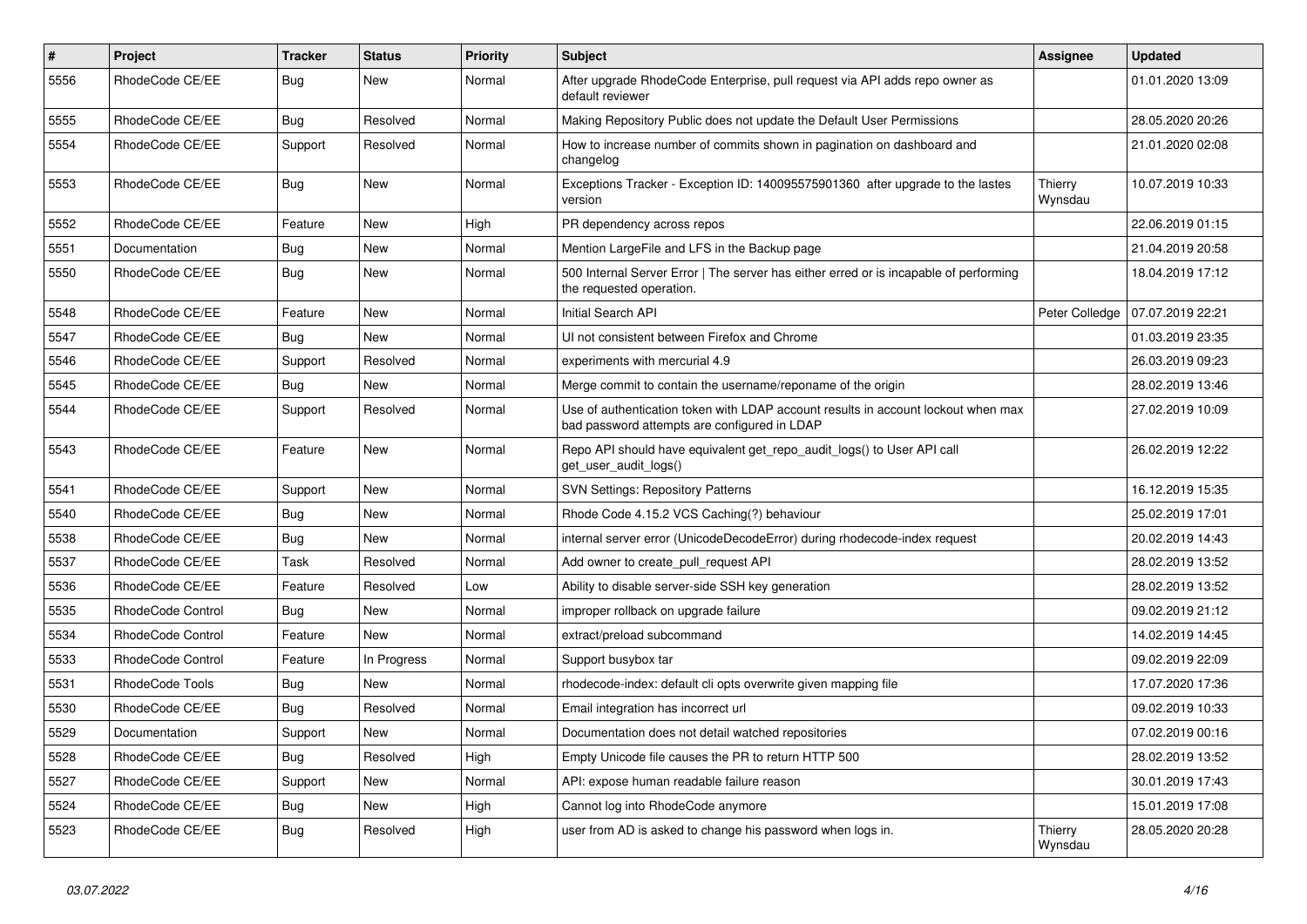| # | Project | Tracker | Status | Priority | Subject | Assignee | Updated |
|---|---|---|---|---|---|---|---|
| 5556 | RhodeCode CE/EE | Bug | New | Normal | After upgrade RhodeCode Enterprise, pull request via API adds repo owner as default reviewer | | 01.01.2020 13:09 |
| 5555 | RhodeCode CE/EE | Bug | Resolved | Normal | Making Repository Public does not update the Default User Permissions | | 28.05.2020 20:26 |
| 5554 | RhodeCode CE/EE | Support | Resolved | Normal | How to increase number of commits shown in pagination on dashboard and changelog | | 21.01.2020 02:08 |
| 5553 | RhodeCode CE/EE | Bug | New | Normal | Exceptions Tracker - Exception ID: 140095575901360 after upgrade to the lastes version | Thierry Wynsdau | 10.07.2019 10:33 |
| 5552 | RhodeCode CE/EE | Feature | New | High | PR dependency across repos | | 22.06.2019 01:15 |
| 5551 | Documentation | Bug | New | Normal | Mention LargeFile and LFS in the Backup page | | 21.04.2019 20:58 |
| 5550 | RhodeCode CE/EE | Bug | New | Normal | 500 Internal Server Error \| The server has either erred or is incapable of performing the requested operation. | | 18.04.2019 17:12 |
| 5548 | RhodeCode CE/EE | Feature | New | Normal | Initial Search API | Peter Colledge | 07.07.2019 22:21 |
| 5547 | RhodeCode CE/EE | Bug | New | Normal | UI not consistent between Firefox and Chrome | | 01.03.2019 23:35 |
| 5546 | RhodeCode CE/EE | Support | Resolved | Normal | experiments with mercurial 4.9 | | 26.03.2019 09:23 |
| 5545 | RhodeCode CE/EE | Bug | New | Normal | Merge commit to contain the username/reponame of the origin | | 28.02.2019 13:46 |
| 5544 | RhodeCode CE/EE | Support | Resolved | Normal | Use of authentication token with LDAP account results in account lockout when max bad password attempts are configured in LDAP | | 27.02.2019 10:09 |
| 5543 | RhodeCode CE/EE | Feature | New | Normal | Repo API should have equivalent get_repo_audit_logs() to User API call get_user_audit_logs() | | 26.02.2019 12:22 |
| 5541 | RhodeCode CE/EE | Support | New | Normal | SVN Settings: Repository Patterns | | 16.12.2019 15:35 |
| 5540 | RhodeCode CE/EE | Bug | New | Normal | Rhode Code 4.15.2 VCS Caching(?) behaviour | | 25.02.2019 17:01 |
| 5538 | RhodeCode CE/EE | Bug | New | Normal | internal server error (UnicodeDecodeError) during rhodecode-index request | | 20.02.2019 14:43 |
| 5537 | RhodeCode CE/EE | Task | Resolved | Normal | Add owner to create_pull_request API | | 28.02.2019 13:52 |
| 5536 | RhodeCode CE/EE | Feature | Resolved | Low | Ability to disable server-side SSH key generation | | 28.02.2019 13:52 |
| 5535 | RhodeCode Control | Bug | New | Normal | improper rollback on upgrade failure | | 09.02.2019 21:12 |
| 5534 | RhodeCode Control | Feature | New | Normal | extract/preload subcommand | | 14.02.2019 14:45 |
| 5533 | RhodeCode Control | Feature | In Progress | Normal | Support busybox tar | | 09.02.2019 22:09 |
| 5531 | RhodeCode Tools | Bug | New | Normal | rhodecode-index: default cli opts overwrite given mapping file | | 17.07.2020 17:36 |
| 5530 | RhodeCode CE/EE | Bug | Resolved | Normal | Email integration has incorrect url | | 09.02.2019 10:33 |
| 5529 | Documentation | Support | New | Normal | Documentation does not detail watched repositories | | 07.02.2019 00:16 |
| 5528 | RhodeCode CE/EE | Bug | Resolved | High | Empty Unicode file causes the PR to return HTTP 500 | | 28.02.2019 13:52 |
| 5527 | RhodeCode CE/EE | Support | New | Normal | API: expose human readable failure reason | | 30.01.2019 17:43 |
| 5524 | RhodeCode CE/EE | Bug | New | High | Cannot log into RhodeCode anymore | | 15.01.2019 17:08 |
| 5523 | RhodeCode CE/EE | Bug | Resolved | High | user from AD is asked to change his password when logs in. | Thierry Wynsdau | 28.05.2020 20:28 |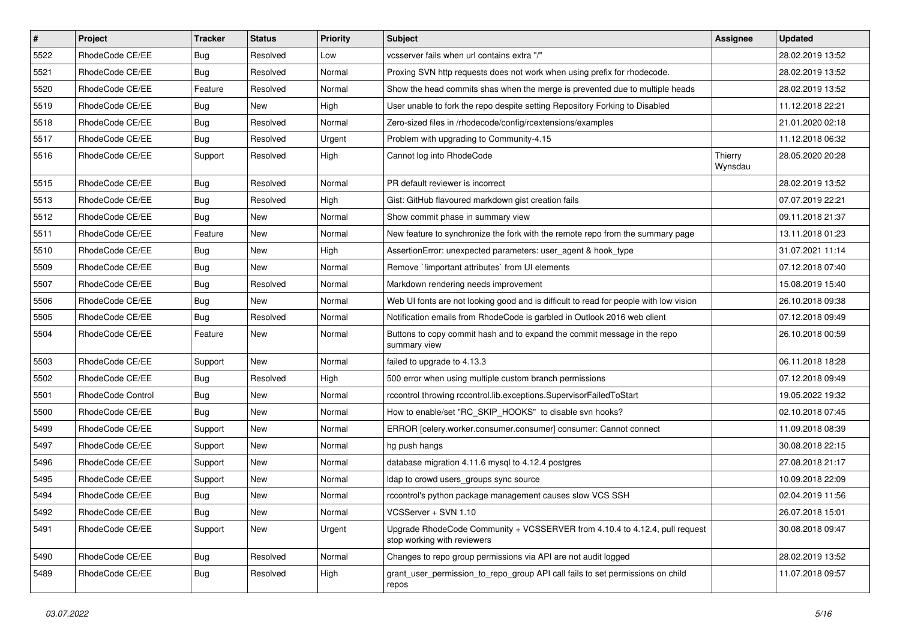| # | Project | Tracker | Status | Priority | Subject | Assignee | Updated |
|---|---|---|---|---|---|---|---|
| 5522 | RhodeCode CE/EE | Bug | Resolved | Low | vcsserver fails when url contains extra "/" | | 28.02.2019 13:52 |
| 5521 | RhodeCode CE/EE | Bug | Resolved | Normal | Proxing SVN http requests does not work when using prefix for rhodecode. | | 28.02.2019 13:52 |
| 5520 | RhodeCode CE/EE | Feature | Resolved | Normal | Show the head commits shas when the merge is prevented due to multiple heads | | 28.02.2019 13:52 |
| 5519 | RhodeCode CE/EE | Bug | New | High | User unable to fork the repo despite setting Repository Forking to Disabled | | 11.12.2018 22:21 |
| 5518 | RhodeCode CE/EE | Bug | Resolved | Normal | Zero-sized files in /rhodecode/config/rcextensions/examples | | 21.01.2020 02:18 |
| 5517 | RhodeCode CE/EE | Bug | Resolved | Urgent | Problem with upgrading to Community-4.15 | | 11.12.2018 06:32 |
| 5516 | RhodeCode CE/EE | Support | Resolved | High | Cannot log into RhodeCode | Thierry Wynsdau | 28.05.2020 20:28 |
| 5515 | RhodeCode CE/EE | Bug | Resolved | Normal | PR default reviewer is incorrect | | 28.02.2019 13:52 |
| 5513 | RhodeCode CE/EE | Bug | Resolved | High | Gist: GitHub flavoured markdown gist creation fails | | 07.07.2019 22:21 |
| 5512 | RhodeCode CE/EE | Bug | New | Normal | Show commit phase in summary view | | 09.11.2018 21:37 |
| 5511 | RhodeCode CE/EE | Feature | New | Normal | New feature to synchronize the fork with the remote repo from the summary page | | 13.11.2018 01:23 |
| 5510 | RhodeCode CE/EE | Bug | New | High | AssertionError: unexpected parameters: user_agent & hook_type | | 31.07.2021 11:14 |
| 5509 | RhodeCode CE/EE | Bug | New | Normal | Remove `!important attributes` from UI elements | | 07.12.2018 07:40 |
| 5507 | RhodeCode CE/EE | Bug | Resolved | Normal | Markdown rendering needs improvement | | 15.08.2019 15:40 |
| 5506 | RhodeCode CE/EE | Bug | New | Normal | Web UI fonts are not looking good and is difficult to read for people with low vision | | 26.10.2018 09:38 |
| 5505 | RhodeCode CE/EE | Bug | Resolved | Normal | Notification emails from RhodeCode is garbled in Outlook 2016 web client | | 07.12.2018 09:49 |
| 5504 | RhodeCode CE/EE | Feature | New | Normal | Buttons to copy commit hash and to expand the commit message in the repo summary view | | 26.10.2018 00:59 |
| 5503 | RhodeCode CE/EE | Support | New | Normal | failed to upgrade to 4.13.3 | | 06.11.2018 18:28 |
| 5502 | RhodeCode CE/EE | Bug | Resolved | High | 500 error when using multiple custom branch permissions | | 07.12.2018 09:49 |
| 5501 | RhodeCode Control | Bug | New | Normal | rccontrol throwing rccontrol.lib.exceptions.SupervisorFailedToStart | | 19.05.2022 19:32 |
| 5500 | RhodeCode CE/EE | Bug | New | Normal | How to enable/set "RC_SKIP_HOOKS" to disable svn hooks? | | 02.10.2018 07:45 |
| 5499 | RhodeCode CE/EE | Support | New | Normal | ERROR [celery.worker.consumer.consumer] consumer: Cannot connect | | 11.09.2018 08:39 |
| 5497 | RhodeCode CE/EE | Support | New | Normal | hg push hangs | | 30.08.2018 22:15 |
| 5496 | RhodeCode CE/EE | Support | New | Normal | database migration 4.11.6 mysql to 4.12.4 postgres | | 27.08.2018 21:17 |
| 5495 | RhodeCode CE/EE | Support | New | Normal | ldap to crowd users_groups sync source | | 10.09.2018 22:09 |
| 5494 | RhodeCode CE/EE | Bug | New | Normal | rccontrol's python package management causes slow VCS SSH | | 02.04.2019 11:56 |
| 5492 | RhodeCode CE/EE | Bug | New | Normal | VCSServer + SVN 1.10 | | 26.07.2018 15:01 |
| 5491 | RhodeCode CE/EE | Support | New | Urgent | Upgrade RhodeCode Community + VCSSERVER from 4.10.4 to 4.12.4, pull request stop working with reviewers | | 30.08.2018 09:47 |
| 5490 | RhodeCode CE/EE | Bug | Resolved | Normal | Changes to repo group permissions via API are not audit logged | | 28.02.2019 13:52 |
| 5489 | RhodeCode CE/EE | Bug | Resolved | High | grant_user_permission_to_repo_group API call fails to set permissions on child repos | | 11.07.2018 09:57 |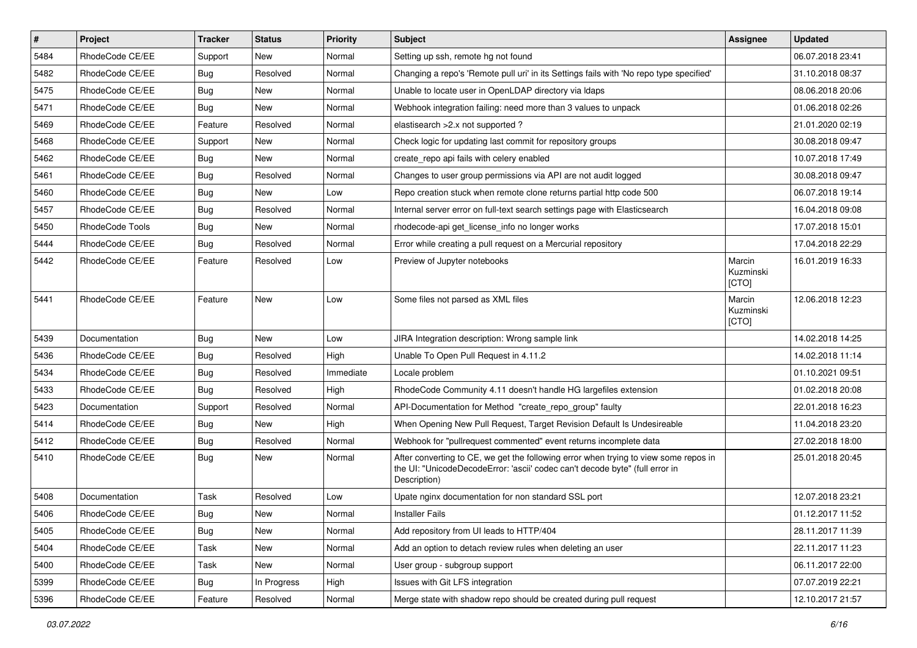| # | Project | Tracker | Status | Priority | Subject | Assignee | Updated |
| --- | --- | --- | --- | --- | --- | --- | --- |
| 5484 | RhodeCode CE/EE | Support | New | Normal | Setting up ssh, remote hg not found | | 06.07.2018 23:41 |
| 5482 | RhodeCode CE/EE | Bug | Resolved | Normal | Changing a repo's 'Remote pull uri' in its Settings fails with 'No repo type specified' | | 31.10.2018 08:37 |
| 5475 | RhodeCode CE/EE | Bug | New | Normal | Unable to locate user in OpenLDAP directory via ldaps | | 08.06.2018 20:06 |
| 5471 | RhodeCode CE/EE | Bug | New | Normal | Webhook integration failing: need more than 3 values to unpack | | 01.06.2018 02:26 |
| 5469 | RhodeCode CE/EE | Feature | Resolved | Normal | elastisearch >2.x not supported ? | | 21.01.2020 02:19 |
| 5468 | RhodeCode CE/EE | Support | New | Normal | Check logic for updating last commit for repository groups | | 30.08.2018 09:47 |
| 5462 | RhodeCode CE/EE | Bug | New | Normal | create_repo api fails with celery enabled | | 10.07.2018 17:49 |
| 5461 | RhodeCode CE/EE | Bug | Resolved | Normal | Changes to user group permissions via API are not audit logged | | 30.08.2018 09:47 |
| 5460 | RhodeCode CE/EE | Bug | New | Low | Repo creation stuck when remote clone returns partial http code 500 | | 06.07.2018 19:14 |
| 5457 | RhodeCode CE/EE | Bug | Resolved | Normal | Internal server error on full-text search settings page with Elasticsearch | | 16.04.2018 09:08 |
| 5450 | RhodeCode Tools | Bug | New | Normal | rhodecode-api get_license_info no longer works | | 17.07.2018 15:01 |
| 5444 | RhodeCode CE/EE | Bug | Resolved | Normal | Error while creating a pull request on a Mercurial repository | | 17.04.2018 22:29 |
| 5442 | RhodeCode CE/EE | Feature | Resolved | Low | Preview of Jupyter notebooks | Marcin Kuzminski [CTO] | 16.01.2019 16:33 |
| 5441 | RhodeCode CE/EE | Feature | New | Low | Some files not parsed as XML files | Marcin Kuzminski [CTO] | 12.06.2018 12:23 |
| 5439 | Documentation | Bug | New | Low | JIRA Integration description: Wrong sample link | | 14.02.2018 14:25 |
| 5436 | RhodeCode CE/EE | Bug | Resolved | High | Unable To Open Pull Request in 4.11.2 | | 14.02.2018 11:14 |
| 5434 | RhodeCode CE/EE | Bug | Resolved | Immediate | Locale problem | | 01.10.2021 09:51 |
| 5433 | RhodeCode CE/EE | Bug | Resolved | High | RhodeCode Community 4.11 doesn't handle HG largefiles extension | | 01.02.2018 20:08 |
| 5423 | Documentation | Support | Resolved | Normal | API-Documentation for Method "create_repo_group" faulty | | 22.01.2018 16:23 |
| 5414 | RhodeCode CE/EE | Bug | New | High | When Opening New Pull Request, Target Revision Default Is Undesireable | | 11.04.2018 23:20 |
| 5412 | RhodeCode CE/EE | Bug | Resolved | Normal | Webhook for "pullrequest commented" event returns incomplete data | | 27.02.2018 18:00 |
| 5410 | RhodeCode CE/EE | Bug | New | Normal | After converting to CE, we get the following error when trying to view some repos in the UI: "UnicodeDecodeError: 'ascii' codec can't decode byte" (full error in Description) | | 25.01.2018 20:45 |
| 5408 | Documentation | Task | Resolved | Low | Upate nginx documentation for non standard SSL port | | 12.07.2018 23:21 |
| 5406 | RhodeCode CE/EE | Bug | New | Normal | Installer Fails | | 01.12.2017 11:52 |
| 5405 | RhodeCode CE/EE | Bug | New | Normal | Add repository from UI leads to HTTP/404 | | 28.11.2017 11:39 |
| 5404 | RhodeCode CE/EE | Task | New | Normal | Add an option to detach review rules when deleting an user | | 22.11.2017 11:23 |
| 5400 | RhodeCode CE/EE | Task | New | Normal | User group - subgroup support | | 06.11.2017 22:00 |
| 5399 | RhodeCode CE/EE | Bug | In Progress | High | Issues with Git LFS integration | | 07.07.2019 22:21 |
| 5396 | RhodeCode CE/EE | Feature | Resolved | Normal | Merge state with shadow repo should be created during pull request | | 12.10.2017 21:57 |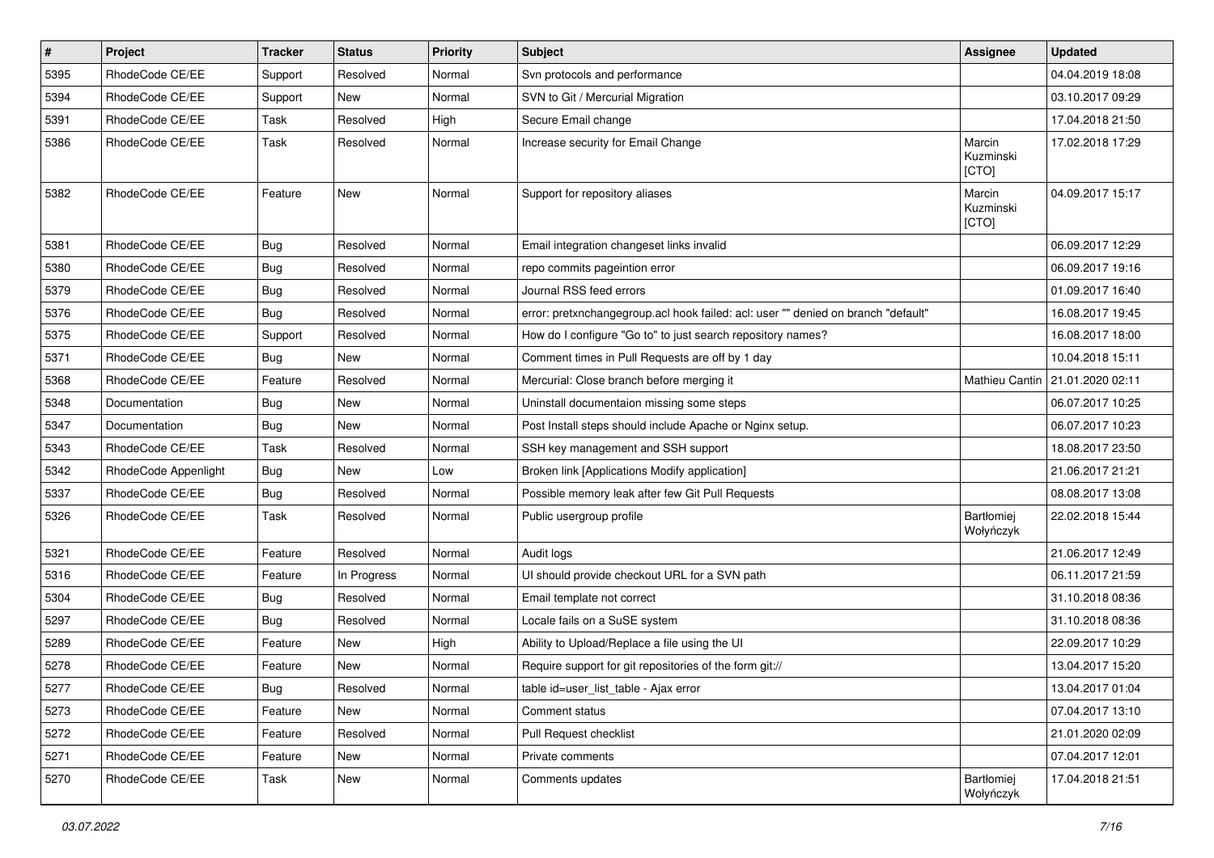| # | Project | Tracker | Status | Priority | Subject | Assignee | Updated |
| --- | --- | --- | --- | --- | --- | --- | --- |
| 5395 | RhodeCode CE/EE | Support | Resolved | Normal | Svn protocols and performance | | 04.04.2019 18:08 |
| 5394 | RhodeCode CE/EE | Support | New | Normal | SVN to Git / Mercurial Migration | | 03.10.2017 09:29 |
| 5391 | RhodeCode CE/EE | Task | Resolved | High | Secure Email change | | 17.04.2018 21:50 |
| 5386 | RhodeCode CE/EE | Task | Resolved | Normal | Increase security for Email Change | Marcin Kuzminski [CTO] | 17.02.2018 17:29 |
| 5382 | RhodeCode CE/EE | Feature | New | Normal | Support for repository aliases | Marcin Kuzminski [CTO] | 04.09.2017 15:17 |
| 5381 | RhodeCode CE/EE | Bug | Resolved | Normal | Email integration changeset links invalid | | 06.09.2017 12:29 |
| 5380 | RhodeCode CE/EE | Bug | Resolved | Normal | repo commits pageintion error | | 06.09.2017 19:16 |
| 5379 | RhodeCode CE/EE | Bug | Resolved | Normal | Journal RSS feed errors | | 01.09.2017 16:40 |
| 5376 | RhodeCode CE/EE | Bug | Resolved | Normal | error: pretxnchangegroup.acl hook failed: acl: user "" denied on branch "default" | | 16.08.2017 19:45 |
| 5375 | RhodeCode CE/EE | Support | Resolved | Normal | How do I configure "Go to" to just search repository names? | | 16.08.2017 18:00 |
| 5371 | RhodeCode CE/EE | Bug | New | Normal | Comment times in Pull Requests are off by 1 day | | 10.04.2018 15:11 |
| 5368 | RhodeCode CE/EE | Feature | Resolved | Normal | Mercurial: Close branch before merging it | Mathieu Cantin | 21.01.2020 02:11 |
| 5348 | Documentation | Bug | New | Normal | Uninstall documentaion missing some steps | | 06.07.2017 10:25 |
| 5347 | Documentation | Bug | New | Normal | Post Install steps should include Apache or Nginx setup. | | 06.07.2017 10:23 |
| 5343 | RhodeCode CE/EE | Task | Resolved | Normal | SSH key management and SSH support | | 18.08.2017 23:50 |
| 5342 | RhodeCode Appenlight | Bug | New | Low | Broken link [Applications Modify application] | | 21.06.2017 21:21 |
| 5337 | RhodeCode CE/EE | Bug | Resolved | Normal | Possible memory leak after few Git Pull Requests | | 08.08.2017 13:08 |
| 5326 | RhodeCode CE/EE | Task | Resolved | Normal | Public usergroup profile | Bartłomiej Wołyńczyk | 22.02.2018 15:44 |
| 5321 | RhodeCode CE/EE | Feature | Resolved | Normal | Audit logs | | 21.06.2017 12:49 |
| 5316 | RhodeCode CE/EE | Feature | In Progress | Normal | UI should provide checkout URL for a SVN path | | 06.11.2017 21:59 |
| 5304 | RhodeCode CE/EE | Bug | Resolved | Normal | Email template not correct | | 31.10.2018 08:36 |
| 5297 | RhodeCode CE/EE | Bug | Resolved | Normal | Locale fails on a SuSE system | | 31.10.2018 08:36 |
| 5289 | RhodeCode CE/EE | Feature | New | High | Ability to Upload/Replace a file using the UI | | 22.09.2017 10:29 |
| 5278 | RhodeCode CE/EE | Feature | New | Normal | Require support for git repositories of the form git:// | | 13.04.2017 15:20 |
| 5277 | RhodeCode CE/EE | Bug | Resolved | Normal | table id=user_list_table - Ajax error | | 13.04.2017 01:04 |
| 5273 | RhodeCode CE/EE | Feature | New | Normal | Comment status | | 07.04.2017 13:10 |
| 5272 | RhodeCode CE/EE | Feature | Resolved | Normal | Pull Request checklist | | 21.01.2020 02:09 |
| 5271 | RhodeCode CE/EE | Feature | New | Normal | Private comments | | 07.04.2017 12:01 |
| 5270 | RhodeCode CE/EE | Task | New | Normal | Comments updates | Bartłomiej Wołyńczyk | 17.04.2018 21:51 |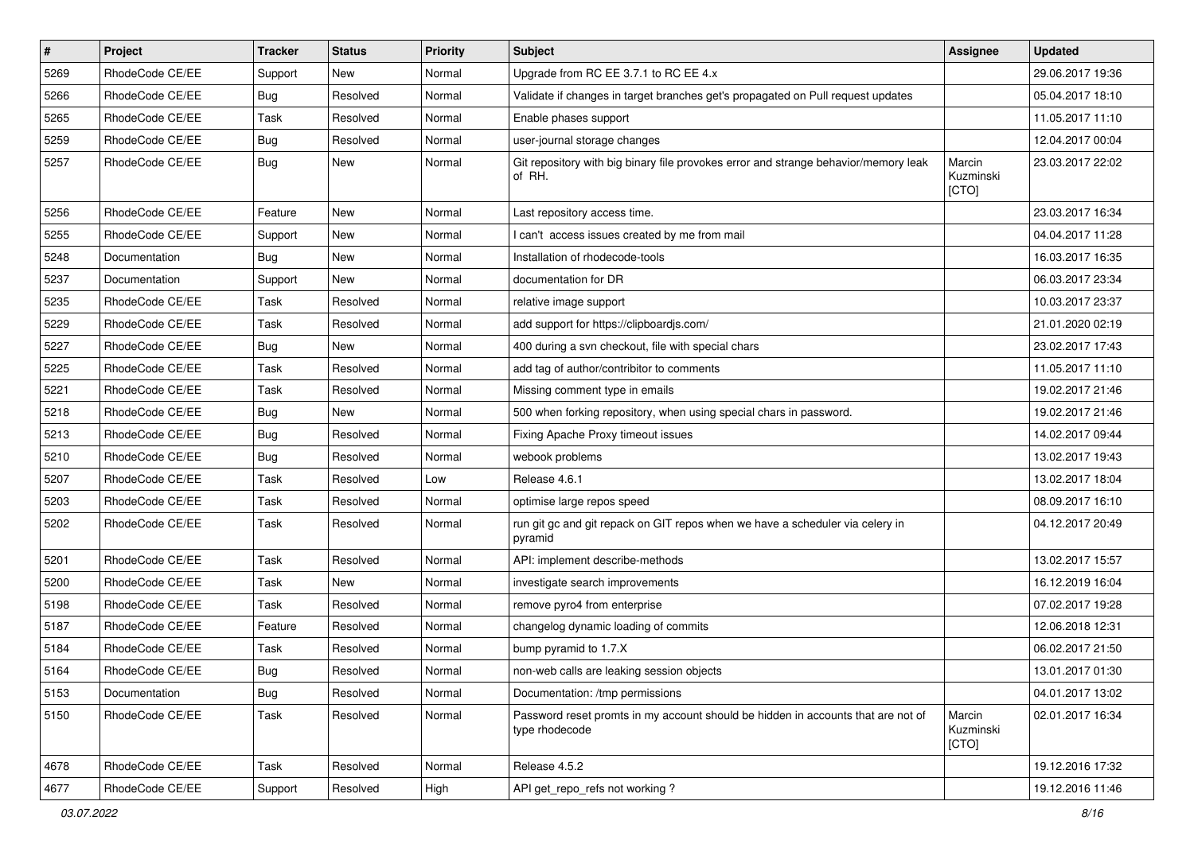| # | Project | Tracker | Status | Priority | Subject | Assignee | Updated |
|---|---|---|---|---|---|---|---|
| 5269 | RhodeCode CE/EE | Support | New | Normal | Upgrade from RC EE 3.7.1 to RC EE 4.x | | 29.06.2017 19:36 |
| 5266 | RhodeCode CE/EE | Bug | Resolved | Normal | Validate if changes in target branches get's propagated on Pull request updates | | 05.04.2017 18:10 |
| 5265 | RhodeCode CE/EE | Task | Resolved | Normal | Enable phases support | | 11.05.2017 11:10 |
| 5259 | RhodeCode CE/EE | Bug | Resolved | Normal | user-journal storage changes | | 12.04.2017 00:04 |
| 5257 | RhodeCode CE/EE | Bug | New | Normal | Git repository with big binary file provokes error and strange behavior/memory leak of RH. | Marcin Kuzminski [CTO] | 23.03.2017 22:02 |
| 5256 | RhodeCode CE/EE | Feature | New | Normal | Last repository access time. | | 23.03.2017 16:34 |
| 5255 | RhodeCode CE/EE | Support | New | Normal | I can't access issues created by me from mail | | 04.04.2017 11:28 |
| 5248 | Documentation | Bug | New | Normal | Installation of rhodecode-tools | | 16.03.2017 16:35 |
| 5237 | Documentation | Support | New | Normal | documentation for DR | | 06.03.2017 23:34 |
| 5235 | RhodeCode CE/EE | Task | Resolved | Normal | relative image support | | 10.03.2017 23:37 |
| 5229 | RhodeCode CE/EE | Task | Resolved | Normal | add support for https://clipboardjs.com/ | | 21.01.2020 02:19 |
| 5227 | RhodeCode CE/EE | Bug | New | Normal | 400 during a svn checkout, file with special chars | | 23.02.2017 17:43 |
| 5225 | RhodeCode CE/EE | Task | Resolved | Normal | add tag of author/contribitor to comments | | 11.05.2017 11:10 |
| 5221 | RhodeCode CE/EE | Task | Resolved | Normal | Missing comment type in emails | | 19.02.2017 21:46 |
| 5218 | RhodeCode CE/EE | Bug | New | Normal | 500 when forking repository, when using special chars in password. | | 19.02.2017 21:46 |
| 5213 | RhodeCode CE/EE | Bug | Resolved | Normal | Fixing Apache Proxy timeout issues | | 14.02.2017 09:44 |
| 5210 | RhodeCode CE/EE | Bug | Resolved | Normal | webook problems | | 13.02.2017 19:43 |
| 5207 | RhodeCode CE/EE | Task | Resolved | Low | Release 4.6.1 | | 13.02.2017 18:04 |
| 5203 | RhodeCode CE/EE | Task | Resolved | Normal | optimise large repos speed | | 08.09.2017 16:10 |
| 5202 | RhodeCode CE/EE | Task | Resolved | Normal | run git gc and git repack on GIT repos when we have a scheduler via celery in pyramid | | 04.12.2017 20:49 |
| 5201 | RhodeCode CE/EE | Task | Resolved | Normal | API: implement describe-methods | | 13.02.2017 15:57 |
| 5200 | RhodeCode CE/EE | Task | New | Normal | investigate search improvements | | 16.12.2019 16:04 |
| 5198 | RhodeCode CE/EE | Task | Resolved | Normal | remove pyro4 from enterprise | | 07.02.2017 19:28 |
| 5187 | RhodeCode CE/EE | Feature | Resolved | Normal | changelog dynamic loading of commits | | 12.06.2018 12:31 |
| 5184 | RhodeCode CE/EE | Task | Resolved | Normal | bump pyramid to 1.7.X | | 06.02.2017 21:50 |
| 5164 | RhodeCode CE/EE | Bug | Resolved | Normal | non-web calls are leaking session objects | | 13.01.2017 01:30 |
| 5153 | Documentation | Bug | Resolved | Normal | Documentation: /tmp permissions | | 04.01.2017 13:02 |
| 5150 | RhodeCode CE/EE | Task | Resolved | Normal | Password reset promts in my account should be hidden in accounts that are not of type rhodecode | Marcin Kuzminski [CTO] | 02.01.2017 16:34 |
| 4678 | RhodeCode CE/EE | Task | Resolved | Normal | Release 4.5.2 | | 19.12.2016 17:32 |
| 4677 | RhodeCode CE/EE | Support | Resolved | High | API get_repo_refs not working ? | | 19.12.2016 11:46 |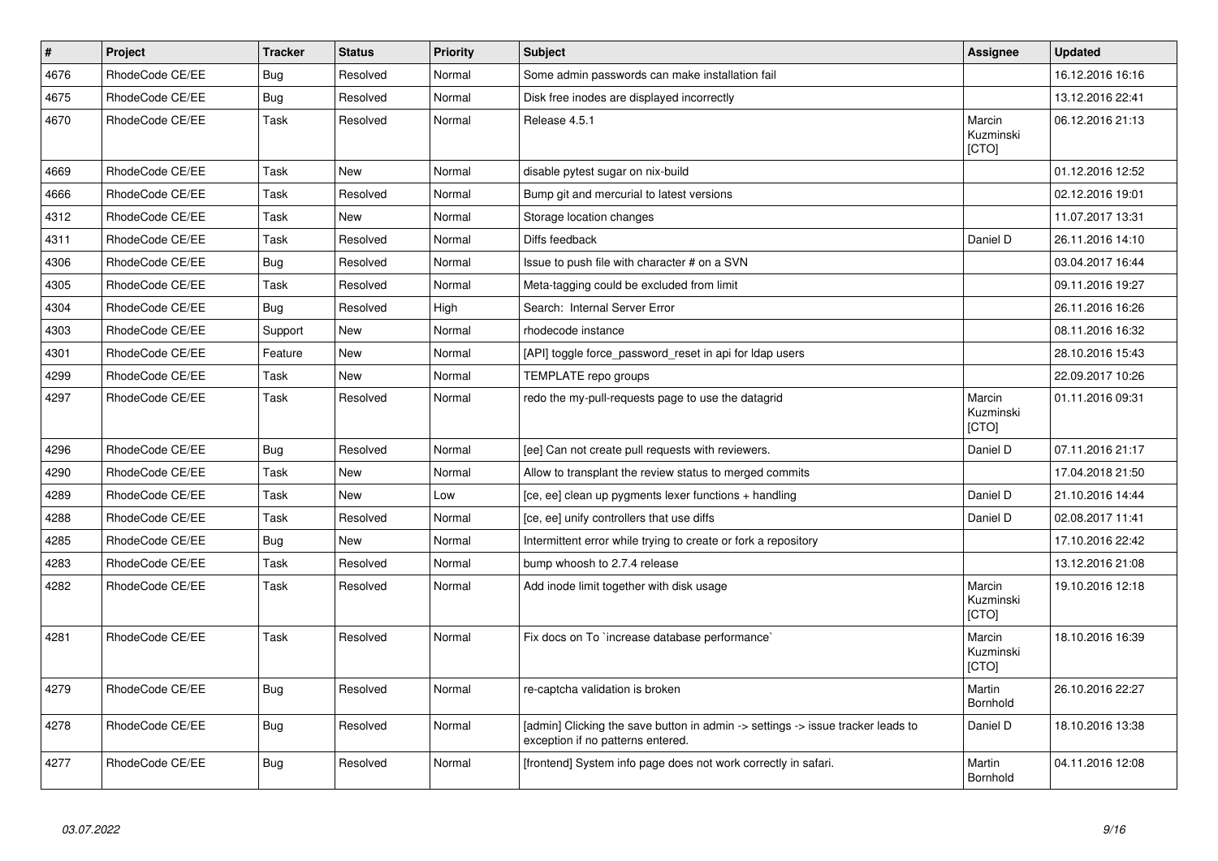| # | Project | Tracker | Status | Priority | Subject | Assignee | Updated |
| --- | --- | --- | --- | --- | --- | --- | --- |
| 4676 | RhodeCode CE/EE | Bug | Resolved | Normal | Some admin passwords can make installation fail | | 16.12.2016 16:16 |
| 4675 | RhodeCode CE/EE | Bug | Resolved | Normal | Disk free inodes are displayed incorrectly | | 13.12.2016 22:41 |
| 4670 | RhodeCode CE/EE | Task | Resolved | Normal | Release 4.5.1 | Marcin Kuzminski [CTO] | 06.12.2016 21:13 |
| 4669 | RhodeCode CE/EE | Task | New | Normal | disable pytest sugar on nix-build | | 01.12.2016 12:52 |
| 4666 | RhodeCode CE/EE | Task | Resolved | Normal | Bump git and mercurial to latest versions | | 02.12.2016 19:01 |
| 4312 | RhodeCode CE/EE | Task | New | Normal | Storage location changes | | 11.07.2017 13:31 |
| 4311 | RhodeCode CE/EE | Task | Resolved | Normal | Diffs feedback | Daniel D | 26.11.2016 14:10 |
| 4306 | RhodeCode CE/EE | Bug | Resolved | Normal | Issue to push file with character # on a SVN | | 03.04.2017 16:44 |
| 4305 | RhodeCode CE/EE | Task | Resolved | Normal | Meta-tagging could be excluded from limit | | 09.11.2016 19:27 |
| 4304 | RhodeCode CE/EE | Bug | Resolved | High | Search:  Internal Server Error | | 26.11.2016 16:26 |
| 4303 | RhodeCode CE/EE | Support | New | Normal | rhodecode instance | | 08.11.2016 16:32 |
| 4301 | RhodeCode CE/EE | Feature | New | Normal | [API] toggle force_password_reset in api for ldap users | | 28.10.2016 15:43 |
| 4299 | RhodeCode CE/EE | Task | New | Normal | TEMPLATE repo groups | | 22.09.2017 10:26 |
| 4297 | RhodeCode CE/EE | Task | Resolved | Normal | redo the my-pull-requests page to use the datagrid | Marcin Kuzminski [CTO] | 01.11.2016 09:31 |
| 4296 | RhodeCode CE/EE | Bug | Resolved | Normal | [ee] Can not create pull requests with reviewers. | Daniel D | 07.11.2016 21:17 |
| 4290 | RhodeCode CE/EE | Task | New | Normal | Allow to transplant the review status to merged commits | | 17.04.2018 21:50 |
| 4289 | RhodeCode CE/EE | Task | New | Low | [ce, ee] clean up pygments lexer functions + handling | Daniel D | 21.10.2016 14:44 |
| 4288 | RhodeCode CE/EE | Task | Resolved | Normal | [ce, ee] unify controllers that use diffs | Daniel D | 02.08.2017 11:41 |
| 4285 | RhodeCode CE/EE | Bug | New | Normal | Intermittent error while trying to create or fork a repository | | 17.10.2016 22:42 |
| 4283 | RhodeCode CE/EE | Task | Resolved | Normal | bump whoosh to 2.7.4 release | | 13.12.2016 21:08 |
| 4282 | RhodeCode CE/EE | Task | Resolved | Normal | Add inode limit together with disk usage | Marcin Kuzminski [CTO] | 19.10.2016 12:18 |
| 4281 | RhodeCode CE/EE | Task | Resolved | Normal | Fix docs on To `increase database performance` | Marcin Kuzminski [CTO] | 18.10.2016 16:39 |
| 4279 | RhodeCode CE/EE | Bug | Resolved | Normal | re-captcha validation is broken | Martin Bornhold | 26.10.2016 22:27 |
| 4278 | RhodeCode CE/EE | Bug | Resolved | Normal | [admin] Clicking the save button in admin -> settings -> issue tracker leads to exception if no patterns entered. | Daniel D | 18.10.2016 13:38 |
| 4277 | RhodeCode CE/EE | Bug | Resolved | Normal | [frontend] System info page does not work correctly in safari. | Martin Bornhold | 04.11.2016 12:08 |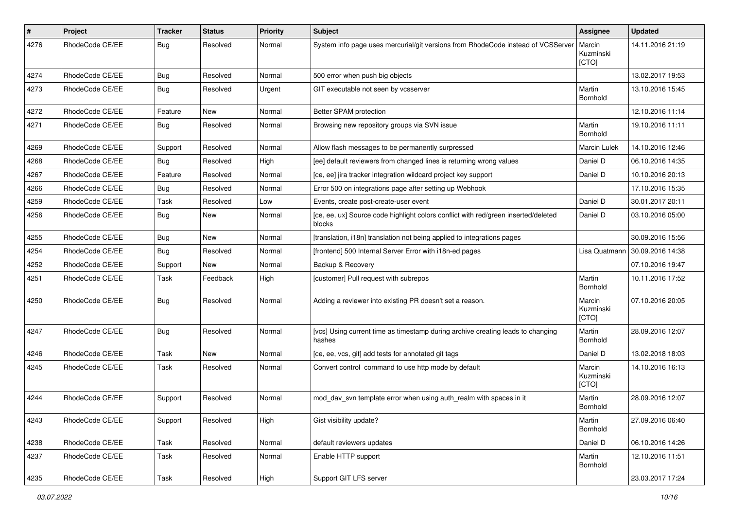| # | Project | Tracker | Status | Priority | Subject | Assignee | Updated |
|---|---|---|---|---|---|---|---|
| 4276 | RhodeCode CE/EE | Bug | Resolved | Normal | System info page uses mercurial/git versions from RhodeCode instead of VCSServer | Marcin Kuzminski [CTO] | 14.11.2016 21:19 |
| 4274 | RhodeCode CE/EE | Bug | Resolved | Normal | 500 error when push big objects | | 13.02.2017 19:53 |
| 4273 | RhodeCode CE/EE | Bug | Resolved | Urgent | GIT executable not seen by vcsserver | Martin Bornhold | 13.10.2016 15:45 |
| 4272 | RhodeCode CE/EE | Feature | New | Normal | Better SPAM protection | | 12.10.2016 11:14 |
| 4271 | RhodeCode CE/EE | Bug | Resolved | Normal | Browsing new repository groups via SVN issue | Martin Bornhold | 19.10.2016 11:11 |
| 4269 | RhodeCode CE/EE | Support | Resolved | Normal | Allow flash messages to be permanently surpressed | Marcin Lulek | 14.10.2016 12:46 |
| 4268 | RhodeCode CE/EE | Bug | Resolved | High | [ee] default reviewers from changed lines is returning wrong values | Daniel D | 06.10.2016 14:35 |
| 4267 | RhodeCode CE/EE | Feature | Resolved | Normal | [ce, ee] jira tracker integration wildcard project key support | Daniel D | 10.10.2016 20:13 |
| 4266 | RhodeCode CE/EE | Bug | Resolved | Normal | Error 500 on integrations page after setting up Webhook | | 17.10.2016 15:35 |
| 4259 | RhodeCode CE/EE | Task | Resolved | Low | Events, create post-create-user event | Daniel D | 30.01.2017 20:11 |
| 4256 | RhodeCode CE/EE | Bug | New | Normal | [ce, ee, ux] Source code highlight colors conflict with red/green inserted/deleted blocks | Daniel D | 03.10.2016 05:00 |
| 4255 | RhodeCode CE/EE | Bug | New | Normal | [translation, i18n] translation not being applied to integrations pages | | 30.09.2016 15:56 |
| 4254 | RhodeCode CE/EE | Bug | Resolved | Normal | [frontend] 500 Internal Server Error with i18n-ed pages | Lisa Quatmann | 30.09.2016 14:38 |
| 4252 | RhodeCode CE/EE | Support | New | Normal | Backup & Recovery | | 07.10.2016 19:47 |
| 4251 | RhodeCode CE/EE | Task | Feedback | High | [customer] Pull request with subrepos | Martin Bornhold | 10.11.2016 17:52 |
| 4250 | RhodeCode CE/EE | Bug | Resolved | Normal | Adding a reviewer into existing PR doesn't set a reason. | Marcin Kuzminski [CTO] | 07.10.2016 20:05 |
| 4247 | RhodeCode CE/EE | Bug | Resolved | Normal | [vcs] Using current time as timestamp during archive creating leads to changing hashes | Martin Bornhold | 28.09.2016 12:07 |
| 4246 | RhodeCode CE/EE | Task | New | Normal | [ce, ee, vcs, git] add tests for annotated git tags | Daniel D | 13.02.2018 18:03 |
| 4245 | RhodeCode CE/EE | Task | Resolved | Normal | Convert control command to use http mode by default | Marcin Kuzminski [CTO] | 14.10.2016 16:13 |
| 4244 | RhodeCode CE/EE | Support | Resolved | Normal | mod_dav_svn template error when using auth_realm with spaces in it | Martin Bornhold | 28.09.2016 12:07 |
| 4243 | RhodeCode CE/EE | Support | Resolved | High | Gist visibility update? | Martin Bornhold | 27.09.2016 06:40 |
| 4238 | RhodeCode CE/EE | Task | Resolved | Normal | default reviewers updates | Daniel D | 06.10.2016 14:26 |
| 4237 | RhodeCode CE/EE | Task | Resolved | Normal | Enable HTTP support | Martin Bornhold | 12.10.2016 11:51 |
| 4235 | RhodeCode CE/EE | Task | Resolved | High | Support GIT LFS server | | 23.03.2017 17:24 |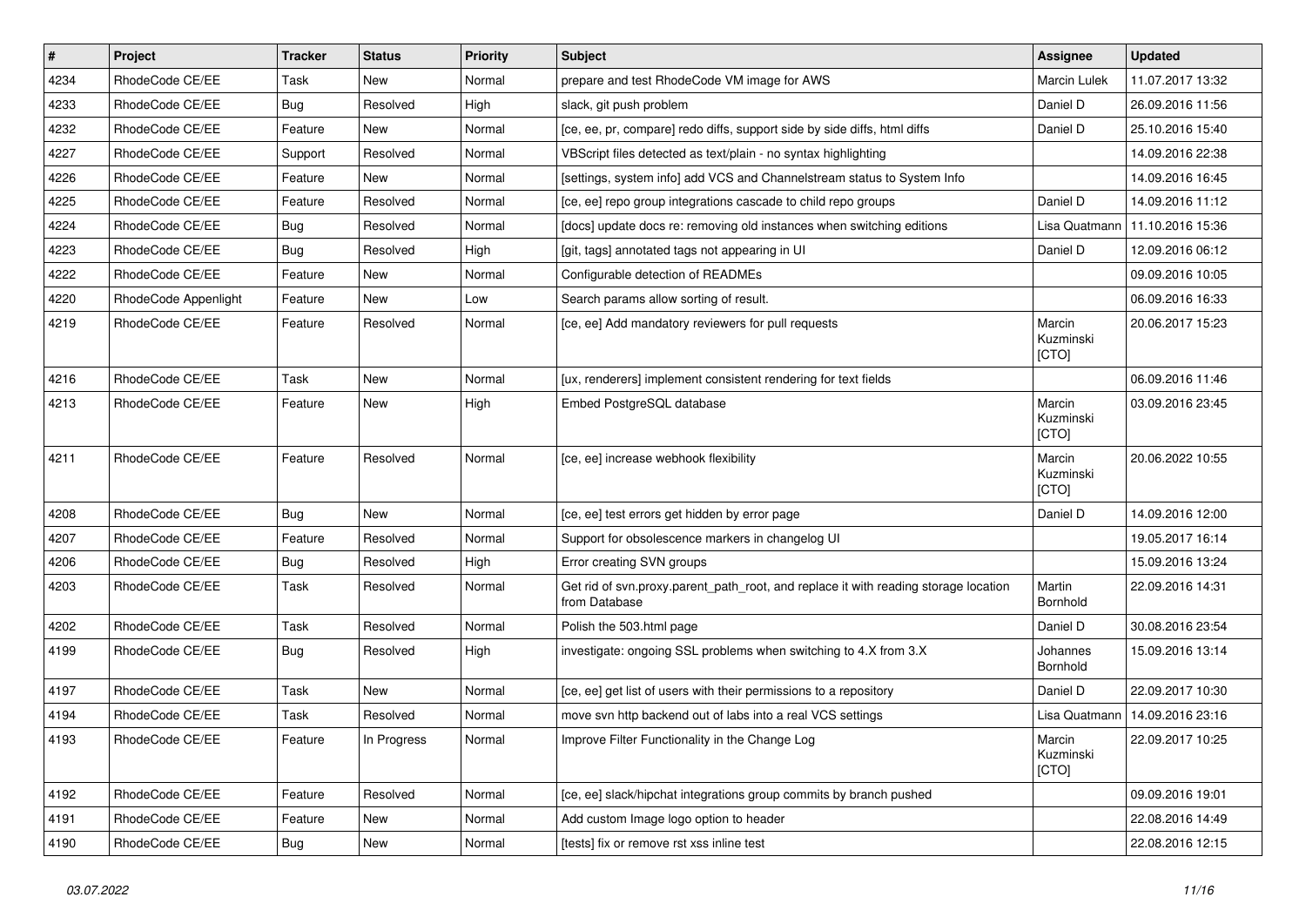| # | Project | Tracker | Status | Priority | Subject | Assignee | Updated |
| --- | --- | --- | --- | --- | --- | --- | --- |
| 4234 | RhodeCode CE/EE | Task | New | Normal | prepare and test RhodeCode VM image for AWS | Marcin Lulek | 11.07.2017 13:32 |
| 4233 | RhodeCode CE/EE | Bug | Resolved | High | slack, git push problem | Daniel D | 26.09.2016 11:56 |
| 4232 | RhodeCode CE/EE | Feature | New | Normal | [ce, ee, pr, compare] redo diffs, support side by side diffs, html diffs | Daniel D | 25.10.2016 15:40 |
| 4227 | RhodeCode CE/EE | Support | Resolved | Normal | VBScript files detected as text/plain - no syntax highlighting | | 14.09.2016 22:38 |
| 4226 | RhodeCode CE/EE | Feature | New | Normal | [settings, system info] add VCS and Channelstream status to System Info | | 14.09.2016 16:45 |
| 4225 | RhodeCode CE/EE | Feature | Resolved | Normal | [ce, ee] repo group integrations cascade to child repo groups | Daniel D | 14.09.2016 11:12 |
| 4224 | RhodeCode CE/EE | Bug | Resolved | Normal | [docs] update docs re: removing old instances when switching editions | Lisa Quatmann | 11.10.2016 15:36 |
| 4223 | RhodeCode CE/EE | Bug | Resolved | High | [git, tags] annotated tags not appearing in UI | Daniel D | 12.09.2016 06:12 |
| 4222 | RhodeCode CE/EE | Feature | New | Normal | Configurable detection of READMEs | | 09.09.2016 10:05 |
| 4220 | RhodeCode Appenlight | Feature | New | Low | Search params allow sorting of result. | | 06.09.2016 16:33 |
| 4219 | RhodeCode CE/EE | Feature | Resolved | Normal | [ce, ee] Add mandatory reviewers for pull requests | Marcin Kuzminski [CTO] | 20.06.2017 15:23 |
| 4216 | RhodeCode CE/EE | Task | New | Normal | [ux, renderers] implement consistent rendering for text fields | | 06.09.2016 11:46 |
| 4213 | RhodeCode CE/EE | Feature | New | High | Embed PostgreSQL database | Marcin Kuzminski [CTO] | 03.09.2016 23:45 |
| 4211 | RhodeCode CE/EE | Feature | Resolved | Normal | [ce, ee] increase webhook flexibility | Marcin Kuzminski [CTO] | 20.06.2022 10:55 |
| 4208 | RhodeCode CE/EE | Bug | New | Normal | [ce, ee] test errors get hidden by error page | Daniel D | 14.09.2016 12:00 |
| 4207 | RhodeCode CE/EE | Feature | Resolved | Normal | Support for obsolescence markers in changelog UI | | 19.05.2017 16:14 |
| 4206 | RhodeCode CE/EE | Bug | Resolved | High | Error creating SVN groups | | 15.09.2016 13:24 |
| 4203 | RhodeCode CE/EE | Task | Resolved | Normal | Get rid of svn.proxy.parent_path_root, and replace it with reading storage location from Database | Martin Bornhold | 22.09.2016 14:31 |
| 4202 | RhodeCode CE/EE | Task | Resolved | Normal | Polish the 503.html page | Daniel D | 30.08.2016 23:54 |
| 4199 | RhodeCode CE/EE | Bug | Resolved | High | investigate: ongoing SSL problems when switching to 4.X from 3.X | Johannes Bornhold | 15.09.2016 13:14 |
| 4197 | RhodeCode CE/EE | Task | New | Normal | [ce, ee] get list of users with their permissions to a repository | Daniel D | 22.09.2017 10:30 |
| 4194 | RhodeCode CE/EE | Task | Resolved | Normal | move svn http backend out of labs into a real VCS settings | Lisa Quatmann | 14.09.2016 23:16 |
| 4193 | RhodeCode CE/EE | Feature | In Progress | Normal | Improve Filter Functionality in the Change Log | Marcin Kuzminski [CTO] | 22.09.2017 10:25 |
| 4192 | RhodeCode CE/EE | Feature | Resolved | Normal | [ce, ee] slack/hipchat integrations group commits by branch pushed | | 09.09.2016 19:01 |
| 4191 | RhodeCode CE/EE | Feature | New | Normal | Add custom Image logo option to header | | 22.08.2016 14:49 |
| 4190 | RhodeCode CE/EE | Bug | New | Normal | [tests] fix or remove rst xss inline test | | 22.08.2016 12:15 |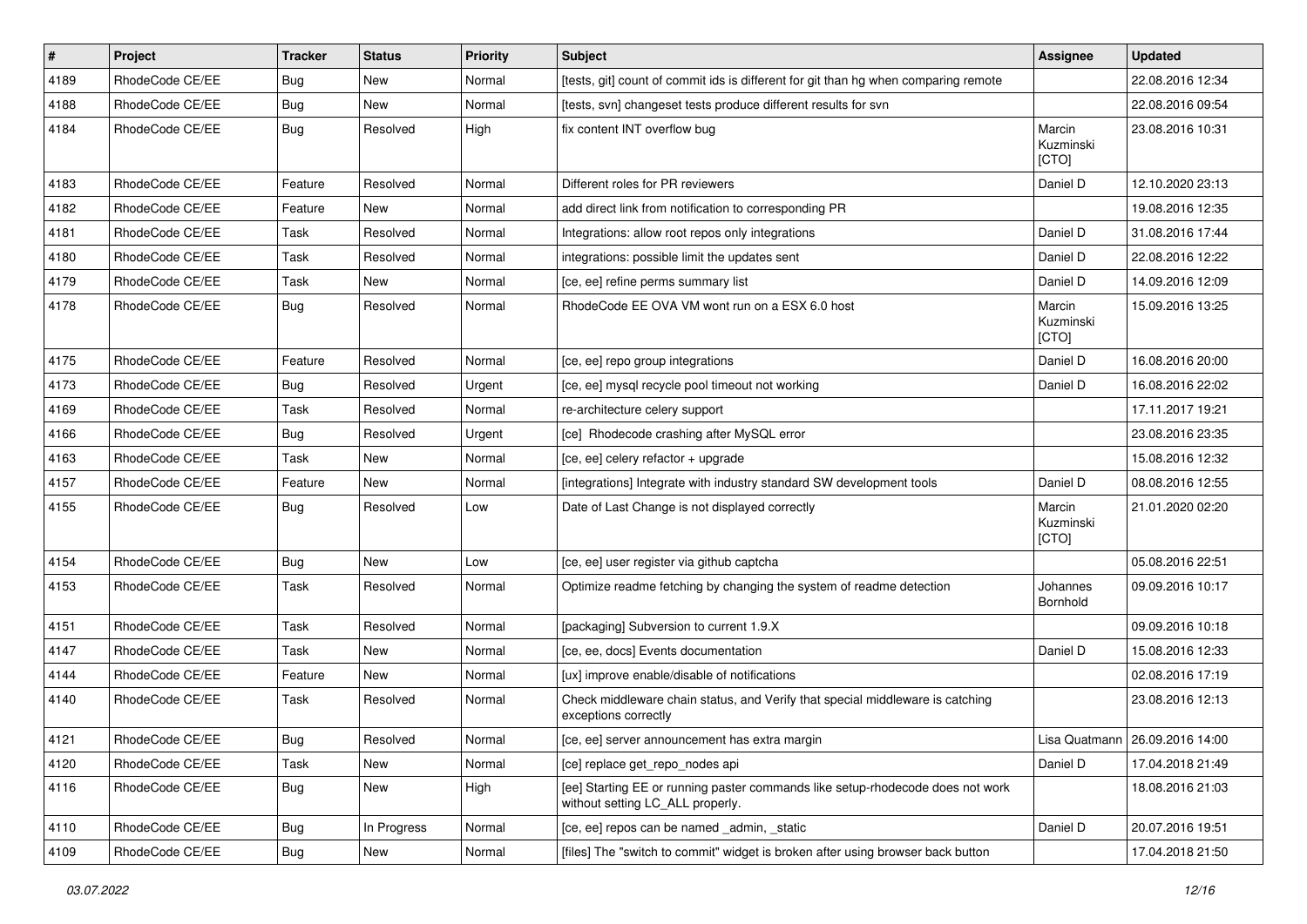| # | Project | Tracker | Status | Priority | Subject | Assignee | Updated |
|---|---|---|---|---|---|---|---|
| 4189 | RhodeCode CE/EE | Bug | New | Normal | [tests, git] count of commit ids is different for git than hg when comparing remote | | 22.08.2016 12:34 |
| 4188 | RhodeCode CE/EE | Bug | New | Normal | [tests, svn] changeset tests produce different results for svn | | 22.08.2016 09:54 |
| 4184 | RhodeCode CE/EE | Bug | Resolved | High | fix content INT overflow bug | Marcin Kuzminski [CTO] | 23.08.2016 10:31 |
| 4183 | RhodeCode CE/EE | Feature | Resolved | Normal | Different roles for PR reviewers | Daniel D | 12.10.2020 23:13 |
| 4182 | RhodeCode CE/EE | Feature | New | Normal | add direct link from notification to corresponding PR | | 19.08.2016 12:35 |
| 4181 | RhodeCode CE/EE | Task | Resolved | Normal | Integrations: allow root repos only integrations | Daniel D | 31.08.2016 17:44 |
| 4180 | RhodeCode CE/EE | Task | Resolved | Normal | integrations: possible limit the updates sent | Daniel D | 22.08.2016 12:22 |
| 4179 | RhodeCode CE/EE | Task | New | Normal | [ce, ee] refine perms summary list | Daniel D | 14.09.2016 12:09 |
| 4178 | RhodeCode CE/EE | Bug | Resolved | Normal | RhodeCode EE OVA VM wont run on a ESX 6.0 host | Marcin Kuzminski [CTO] | 15.09.2016 13:25 |
| 4175 | RhodeCode CE/EE | Feature | Resolved | Normal | [ce, ee] repo group integrations | Daniel D | 16.08.2016 20:00 |
| 4173 | RhodeCode CE/EE | Bug | Resolved | Urgent | [ce, ee] mysql recycle pool timeout not working | Daniel D | 16.08.2016 22:02 |
| 4169 | RhodeCode CE/EE | Task | Resolved | Normal | re-architecture celery support | | 17.11.2017 19:21 |
| 4166 | RhodeCode CE/EE | Bug | Resolved | Urgent | [ce] Rhodecode crashing after MySQL error | | 23.08.2016 23:35 |
| 4163 | RhodeCode CE/EE | Task | New | Normal | [ce, ee] celery refactor + upgrade | | 15.08.2016 12:32 |
| 4157 | RhodeCode CE/EE | Feature | New | Normal | [integrations] Integrate with industry standard SW development tools | Daniel D | 08.08.2016 12:55 |
| 4155 | RhodeCode CE/EE | Bug | Resolved | Low | Date of Last Change is not displayed correctly | Marcin Kuzminski [CTO] | 21.01.2020 02:20 |
| 4154 | RhodeCode CE/EE | Bug | New | Low | [ce, ee] user register via github captcha | | 05.08.2016 22:51 |
| 4153 | RhodeCode CE/EE | Task | Resolved | Normal | Optimize readme fetching by changing the system of readme detection | Johannes Bornhold | 09.09.2016 10:17 |
| 4151 | RhodeCode CE/EE | Task | Resolved | Normal | [packaging] Subversion to current 1.9.X | | 09.09.2016 10:18 |
| 4147 | RhodeCode CE/EE | Task | New | Normal | [ce, ee, docs] Events documentation | Daniel D | 15.08.2016 12:33 |
| 4144 | RhodeCode CE/EE | Feature | New | Normal | [ux] improve enable/disable of notifications | | 02.08.2016 17:19 |
| 4140 | RhodeCode CE/EE | Task | Resolved | Normal | Check middleware chain status, and Verify that special middleware is catching exceptions correctly | | 23.08.2016 12:13 |
| 4121 | RhodeCode CE/EE | Bug | Resolved | Normal | [ce, ee] server announcement has extra margin | Lisa Quatmann | 26.09.2016 14:00 |
| 4120 | RhodeCode CE/EE | Task | New | Normal | [ce] replace get_repo_nodes api | Daniel D | 17.04.2018 21:49 |
| 4116 | RhodeCode CE/EE | Bug | New | High | [ee] Starting EE or running paster commands like setup-rhodecode does not work without setting LC_ALL properly. | | 18.08.2016 21:03 |
| 4110 | RhodeCode CE/EE | Bug | In Progress | Normal | [ce, ee] repos can be named _admin, _static | Daniel D | 20.07.2016 19:51 |
| 4109 | RhodeCode CE/EE | Bug | New | Normal | [files] The "switch to commit" widget is broken after using browser back button | | 17.04.2018 21:50 |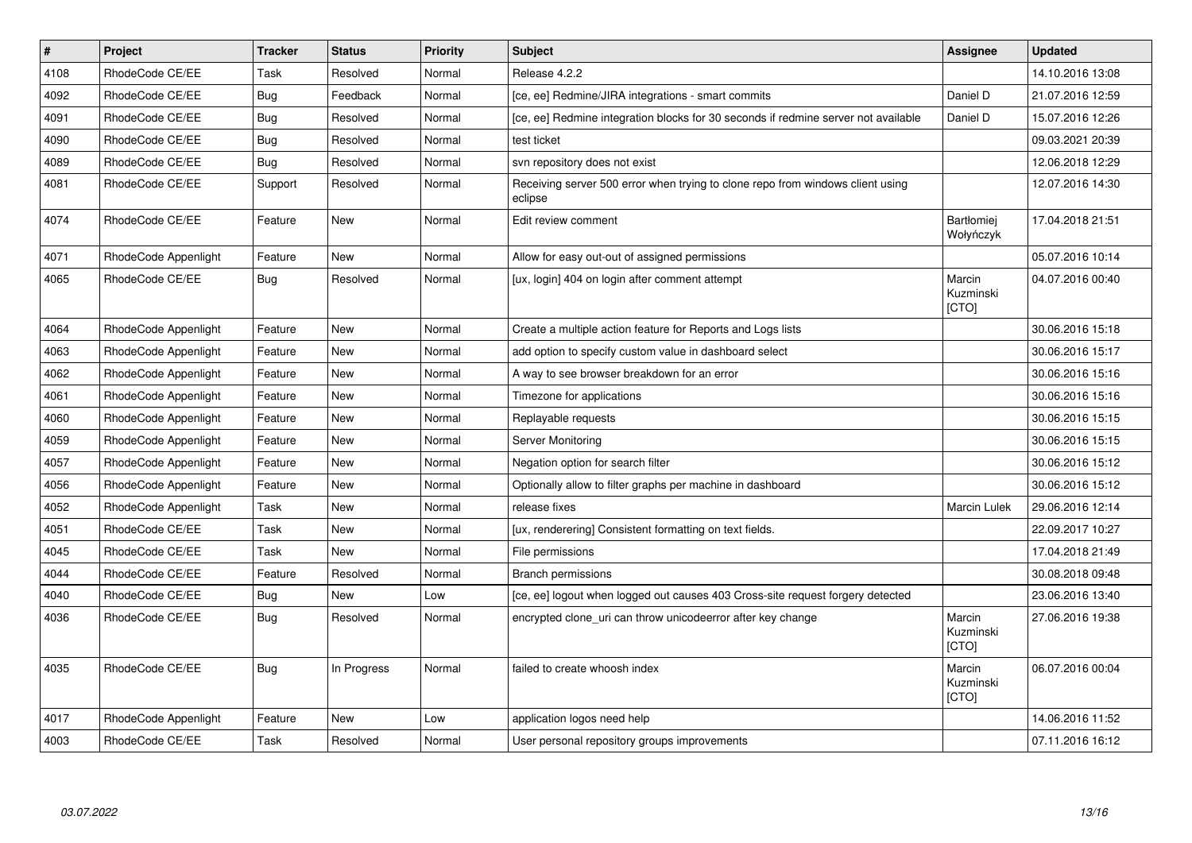| # | Project | Tracker | Status | Priority | Subject | Assignee | Updated |
|---|---|---|---|---|---|---|---|
| 4108 | RhodeCode CE/EE | Task | Resolved | Normal | Release 4.2.2 | | 14.10.2016 13:08 |
| 4092 | RhodeCode CE/EE | Bug | Feedback | Normal | [ce, ee] Redmine/JIRA integrations - smart commits | Daniel D | 21.07.2016 12:59 |
| 4091 | RhodeCode CE/EE | Bug | Resolved | Normal | [ce, ee] Redmine integration blocks for 30 seconds if redmine server not available | Daniel D | 15.07.2016 12:26 |
| 4090 | RhodeCode CE/EE | Bug | Resolved | Normal | test ticket | | 09.03.2021 20:39 |
| 4089 | RhodeCode CE/EE | Bug | Resolved | Normal | svn repository does not exist | | 12.06.2018 12:29 |
| 4081 | RhodeCode CE/EE | Support | Resolved | Normal | Receiving server 500 error when trying to clone repo from windows client using eclipse | | 12.07.2016 14:30 |
| 4074 | RhodeCode CE/EE | Feature | New | Normal | Edit review comment | Bartłomiej Wołyńczyk | 17.04.2018 21:51 |
| 4071 | RhodeCode Appenlight | Feature | New | Normal | Allow for easy out-out of assigned permissions | | 05.07.2016 10:14 |
| 4065 | RhodeCode CE/EE | Bug | Resolved | Normal | [ux, login] 404 on login after comment attempt | Marcin Kuzminski [CTO] | 04.07.2016 00:40 |
| 4064 | RhodeCode Appenlight | Feature | New | Normal | Create a multiple action feature for Reports and Logs lists | | 30.06.2016 15:18 |
| 4063 | RhodeCode Appenlight | Feature | New | Normal | add option to specify custom value in dashboard select | | 30.06.2016 15:17 |
| 4062 | RhodeCode Appenlight | Feature | New | Normal | A way to see browser breakdown for an error | | 30.06.2016 15:16 |
| 4061 | RhodeCode Appenlight | Feature | New | Normal | Timezone for applications | | 30.06.2016 15:16 |
| 4060 | RhodeCode Appenlight | Feature | New | Normal | Replayable requests | | 30.06.2016 15:15 |
| 4059 | RhodeCode Appenlight | Feature | New | Normal | Server Monitoring | | 30.06.2016 15:15 |
| 4057 | RhodeCode Appenlight | Feature | New | Normal | Negation option for search filter | | 30.06.2016 15:12 |
| 4056 | RhodeCode Appenlight | Feature | New | Normal | Optionally allow to filter graphs per machine in dashboard | | 30.06.2016 15:12 |
| 4052 | RhodeCode Appenlight | Task | New | Normal | release fixes | Marcin Lulek | 29.06.2016 12:14 |
| 4051 | RhodeCode CE/EE | Task | New | Normal | [ux, renderering] Consistent formatting on text fields. | | 22.09.2017 10:27 |
| 4045 | RhodeCode CE/EE | Task | New | Normal | File permissions | | 17.04.2018 21:49 |
| 4044 | RhodeCode CE/EE | Feature | Resolved | Normal | Branch permissions | | 30.08.2018 09:48 |
| 4040 | RhodeCode CE/EE | Bug | New | Low | [ce, ee] logout when logged out causes 403 Cross-site request forgery detected | | 23.06.2016 13:40 |
| 4036 | RhodeCode CE/EE | Bug | Resolved | Normal | encrypted clone_uri can throw unicodeerror after key change | Marcin Kuzminski [CTO] | 27.06.2016 19:38 |
| 4035 | RhodeCode CE/EE | Bug | In Progress | Normal | failed to create whoosh index | Marcin Kuzminski [CTO] | 06.07.2016 00:04 |
| 4017 | RhodeCode Appenlight | Feature | New | Low | application logos need help | | 14.06.2016 11:52 |
| 4003 | RhodeCode CE/EE | Task | Resolved | Normal | User personal repository groups improvements | | 07.11.2016 16:12 |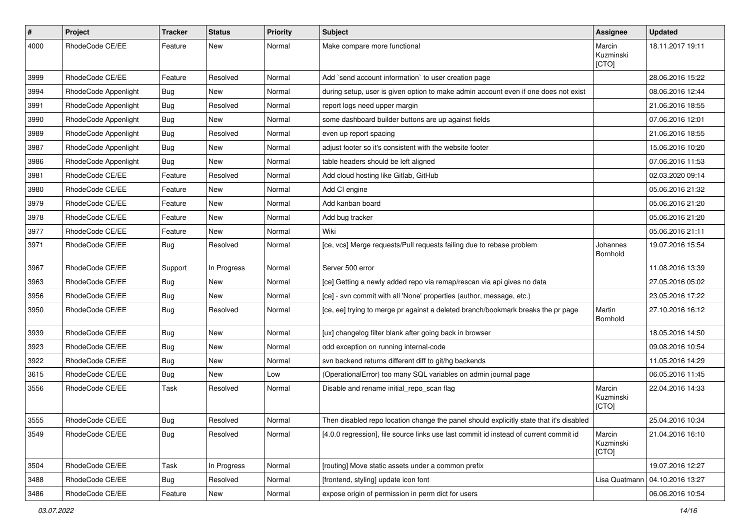| # | Project | Tracker | Status | Priority | Subject | Assignee | Updated |
|---|---|---|---|---|---|---|---|
| 4000 | RhodeCode CE/EE | Feature | New | Normal | Make compare more functional | Marcin Kuzminski [CTO] | 18.11.2017 19:11 |
| 3999 | RhodeCode CE/EE | Feature | Resolved | Normal | Add `send account information` to user creation page | | 28.06.2016 15:22 |
| 3994 | RhodeCode Appenlight | Bug | New | Normal | during setup, user is given option to make admin account even if one does not exist | | 08.06.2016 12:44 |
| 3991 | RhodeCode Appenlight | Bug | Resolved | Normal | report logs need upper margin | | 21.06.2016 18:55 |
| 3990 | RhodeCode Appenlight | Bug | New | Normal | some dashboard builder buttons are up against fields | | 07.06.2016 12:01 |
| 3989 | RhodeCode Appenlight | Bug | Resolved | Normal | even up report spacing | | 21.06.2016 18:55 |
| 3987 | RhodeCode Appenlight | Bug | New | Normal | adjust footer so it's consistent with the website footer | | 15.06.2016 10:20 |
| 3986 | RhodeCode Appenlight | Bug | New | Normal | table headers should be left aligned | | 07.06.2016 11:53 |
| 3981 | RhodeCode CE/EE | Feature | Resolved | Normal | Add cloud hosting like Gitlab, GitHub | | 02.03.2020 09:14 |
| 3980 | RhodeCode CE/EE | Feature | New | Normal | Add CI engine | | 05.06.2016 21:32 |
| 3979 | RhodeCode CE/EE | Feature | New | Normal | Add kanban board | | 05.06.2016 21:20 |
| 3978 | RhodeCode CE/EE | Feature | New | Normal | Add bug tracker | | 05.06.2016 21:20 |
| 3977 | RhodeCode CE/EE | Feature | New | Normal | Wiki | | 05.06.2016 21:11 |
| 3971 | RhodeCode CE/EE | Bug | Resolved | Normal | [ce, vcs] Merge requests/Pull requests failing due to rebase problem | Johannes Bornhold | 19.07.2016 15:54 |
| 3967 | RhodeCode CE/EE | Support | In Progress | Normal | Server 500 error | | 11.08.2016 13:39 |
| 3963 | RhodeCode CE/EE | Bug | New | Normal | [ce] Getting a newly added repo via remap/rescan via api gives no data | | 27.05.2016 05:02 |
| 3956 | RhodeCode CE/EE | Bug | New | Normal | [ce] - svn commit with all 'None' properties (author, message, etc.) | | 23.05.2016 17:22 |
| 3950 | RhodeCode CE/EE | Bug | Resolved | Normal | [ce, ee] trying to merge pr against a deleted branch/bookmark breaks the pr page | Martin Bornhold | 27.10.2016 16:12 |
| 3939 | RhodeCode CE/EE | Bug | New | Normal | [ux] changelog filter blank after going back in browser | | 18.05.2016 14:50 |
| 3923 | RhodeCode CE/EE | Bug | New | Normal | odd exception on running internal-code | | 09.08.2016 10:54 |
| 3922 | RhodeCode CE/EE | Bug | New | Normal | svn backend returns different diff to git/hg backends | | 11.05.2016 14:29 |
| 3615 | RhodeCode CE/EE | Bug | New | Low | (OperationalError) too many SQL variables on admin journal page | | 06.05.2016 11:45 |
| 3556 | RhodeCode CE/EE | Task | Resolved | Normal | Disable and rename initial_repo_scan flag | Marcin Kuzminski [CTO] | 22.04.2016 14:33 |
| 3555 | RhodeCode CE/EE | Bug | Resolved | Normal | Then disabled repo location change the panel should explicitly state that it's disabled | | 25.04.2016 10:34 |
| 3549 | RhodeCode CE/EE | Bug | Resolved | Normal | [4.0.0 regression], file source links use last commit id instead of current commit id | Marcin Kuzminski [CTO] | 21.04.2016 16:10 |
| 3504 | RhodeCode CE/EE | Task | In Progress | Normal | [routing] Move static assets under a common prefix | | 19.07.2016 12:27 |
| 3488 | RhodeCode CE/EE | Bug | Resolved | Normal | [frontend, styling] update icon font | Lisa Quatmann | 04.10.2016 13:27 |
| 3486 | RhodeCode CE/EE | Feature | New | Normal | expose origin of permission in perm dict for users | | 06.06.2016 10:54 |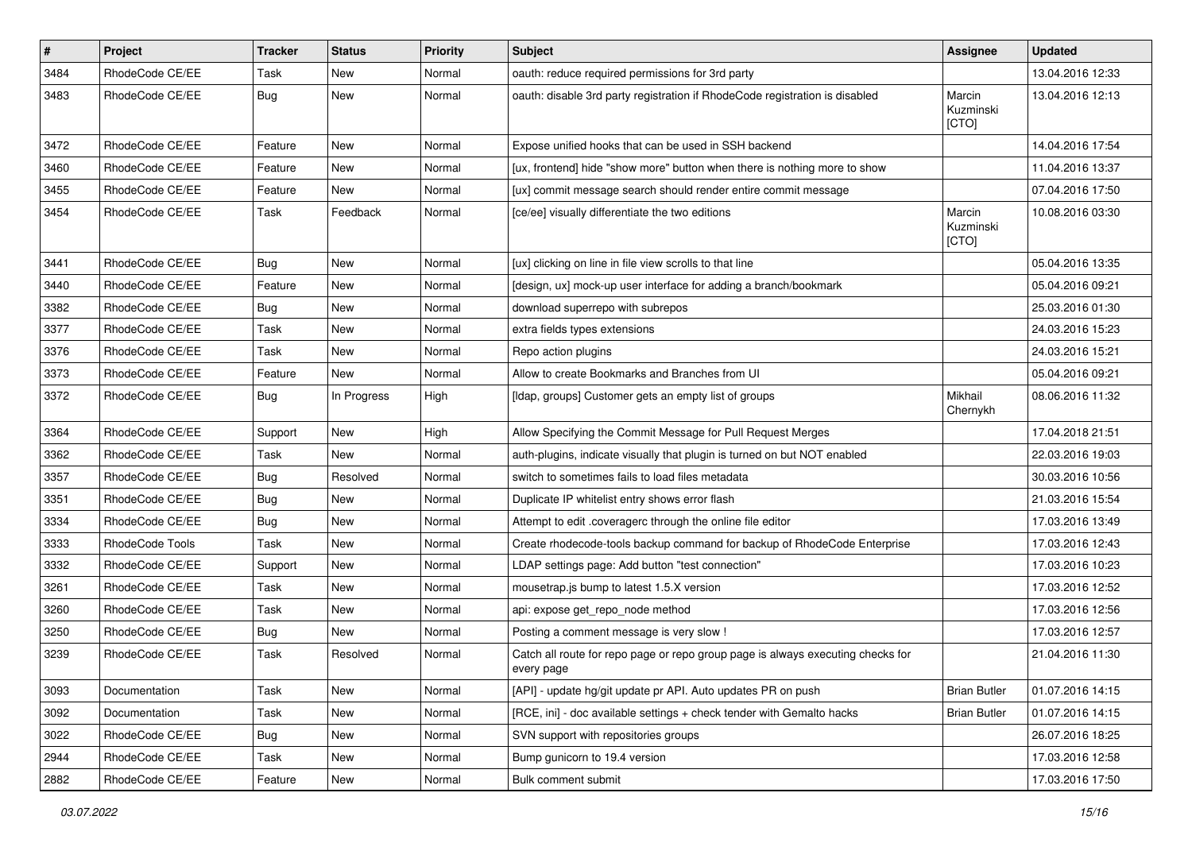| # | Project | Tracker | Status | Priority | Subject | Assignee | Updated |
|---|---|---|---|---|---|---|---|
| 3484 | RhodeCode CE/EE | Task | New | Normal | oauth: reduce required permissions for 3rd party | | 13.04.2016 12:33 |
| 3483 | RhodeCode CE/EE | Bug | New | Normal | oauth: disable 3rd party registration if RhodeCode registration is disabled | Marcin Kuzminski [CTO] | 13.04.2016 12:13 |
| 3472 | RhodeCode CE/EE | Feature | New | Normal | Expose unified hooks that can be used in SSH backend | | 14.04.2016 17:54 |
| 3460 | RhodeCode CE/EE | Feature | New | Normal | [ux, frontend] hide "show more" button when there is nothing more to show | | 11.04.2016 13:37 |
| 3455 | RhodeCode CE/EE | Feature | New | Normal | [ux] commit message search should render entire commit message | | 07.04.2016 17:50 |
| 3454 | RhodeCode CE/EE | Task | Feedback | Normal | [ce/ee] visually differentiate the two editions | Marcin Kuzminski [CTO] | 10.08.2016 03:30 |
| 3441 | RhodeCode CE/EE | Bug | New | Normal | [ux] clicking on line in file view scrolls to that line | | 05.04.2016 13:35 |
| 3440 | RhodeCode CE/EE | Feature | New | Normal | [design, ux] mock-up user interface for adding a branch/bookmark | | 05.04.2016 09:21 |
| 3382 | RhodeCode CE/EE | Bug | New | Normal | download superrepo with subrepos | | 25.03.2016 01:30 |
| 3377 | RhodeCode CE/EE | Task | New | Normal | extra fields types extensions | | 24.03.2016 15:23 |
| 3376 | RhodeCode CE/EE | Task | New | Normal | Repo action plugins | | 24.03.2016 15:21 |
| 3373 | RhodeCode CE/EE | Feature | New | Normal | Allow to create Bookmarks and Branches from UI | | 05.04.2016 09:21 |
| 3372 | RhodeCode CE/EE | Bug | In Progress | High | [ldap, groups] Customer gets an empty list of groups | Mikhail Chernykh | 08.06.2016 11:32 |
| 3364 | RhodeCode CE/EE | Support | New | High | Allow Specifying the Commit Message for Pull Request Merges | | 17.04.2018 21:51 |
| 3362 | RhodeCode CE/EE | Task | New | Normal | auth-plugins, indicate visually that plugin is turned on but NOT enabled | | 22.03.2016 19:03 |
| 3357 | RhodeCode CE/EE | Bug | Resolved | Normal | switch to sometimes fails to load files metadata | | 30.03.2016 10:56 |
| 3351 | RhodeCode CE/EE | Bug | New | Normal | Duplicate IP whitelist entry shows error flash | | 21.03.2016 15:54 |
| 3334 | RhodeCode CE/EE | Bug | New | Normal | Attempt to edit .coveragerc through the online file editor | | 17.03.2016 13:49 |
| 3333 | RhodeCode Tools | Task | New | Normal | Create rhodecode-tools backup command for backup of RhodeCode Enterprise | | 17.03.2016 12:43 |
| 3332 | RhodeCode CE/EE | Support | New | Normal | LDAP settings page: Add button "test connection" | | 17.03.2016 10:23 |
| 3261 | RhodeCode CE/EE | Task | New | Normal | mousetrap.js bump to latest 1.5.X version | | 17.03.2016 12:52 |
| 3260 | RhodeCode CE/EE | Task | New | Normal | api: expose get_repo_node method | | 17.03.2016 12:56 |
| 3250 | RhodeCode CE/EE | Bug | New | Normal | Posting a comment message is very slow ! | | 17.03.2016 12:57 |
| 3239 | RhodeCode CE/EE | Task | Resolved | Normal | Catch all route for repo page or repo group page is always executing checks for every page | | 21.04.2016 11:30 |
| 3093 | Documentation | Task | New | Normal | [API] - update hg/git update pr API. Auto updates PR on push | Brian Butler | 01.07.2016 14:15 |
| 3092 | Documentation | Task | New | Normal | [RCE, ini] - doc available settings + check tender with Gemalto hacks | Brian Butler | 01.07.2016 14:15 |
| 3022 | RhodeCode CE/EE | Bug | New | Normal | SVN support with repositories groups | | 26.07.2016 18:25 |
| 2944 | RhodeCode CE/EE | Task | New | Normal | Bump gunicorn to 19.4 version | | 17.03.2016 12:58 |
| 2882 | RhodeCode CE/EE | Feature | New | Normal | Bulk comment submit | | 17.03.2016 17:50 |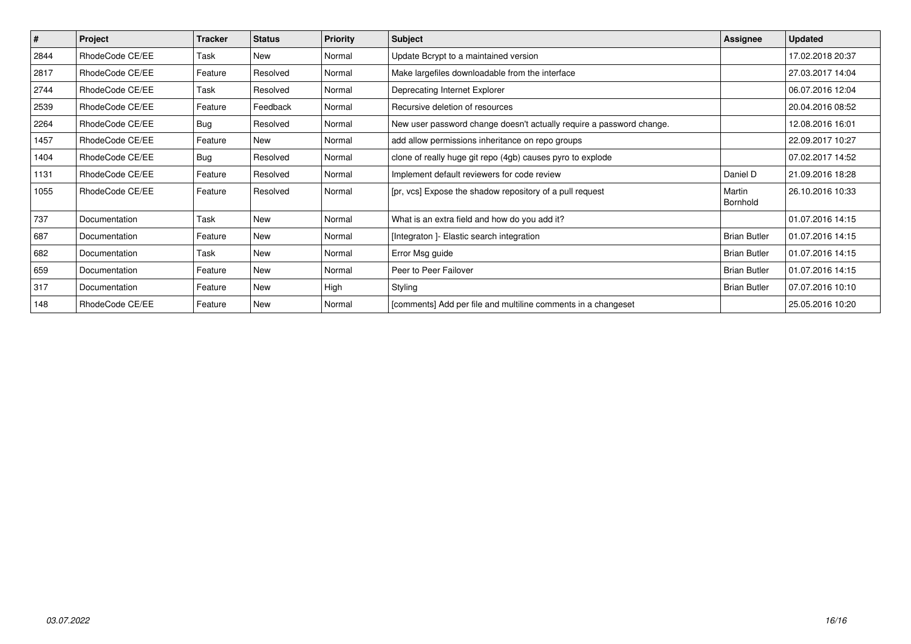| # | Project | Tracker | Status | Priority | Subject | Assignee | Updated |
|---|---|---|---|---|---|---|---|
| 2844 | RhodeCode CE/EE | Task | New | Normal | Update Bcrypt to a maintained version | | 17.02.2018 20:37 |
| 2817 | RhodeCode CE/EE | Feature | Resolved | Normal | Make largefiles downloadable from the interface | | 27.03.2017 14:04 |
| 2744 | RhodeCode CE/EE | Task | Resolved | Normal | Deprecating Internet Explorer | | 06.07.2016 12:04 |
| 2539 | RhodeCode CE/EE | Feature | Feedback | Normal | Recursive deletion of resources | | 20.04.2016 08:52 |
| 2264 | RhodeCode CE/EE | Bug | Resolved | Normal | New user password change doesn't actually require a password change. | | 12.08.2016 16:01 |
| 1457 | RhodeCode CE/EE | Feature | New | Normal | add allow permissions inheritance on repo groups | | 22.09.2017 10:27 |
| 1404 | RhodeCode CE/EE | Bug | Resolved | Normal | clone of really huge git repo (4gb) causes pyro to explode | | 07.02.2017 14:52 |
| 1131 | RhodeCode CE/EE | Feature | Resolved | Normal | Implement default reviewers for code review | Daniel D | 21.09.2016 18:28 |
| 1055 | RhodeCode CE/EE | Feature | Resolved | Normal | [pr, vcs] Expose the shadow repository of a pull request | Martin Bornhold | 26.10.2016 10:33 |
| 737 | Documentation | Task | New | Normal | What is an extra field and how do you add it? | | 01.07.2016 14:15 |
| 687 | Documentation | Feature | New | Normal | [Integraton ]- Elastic search integration | Brian Butler | 01.07.2016 14:15 |
| 682 | Documentation | Task | New | Normal | Error Msg guide | Brian Butler | 01.07.2016 14:15 |
| 659 | Documentation | Feature | New | Normal | Peer to Peer Failover | Brian Butler | 01.07.2016 14:15 |
| 317 | Documentation | Feature | New | High | Styling | Brian Butler | 07.07.2016 10:10 |
| 148 | RhodeCode CE/EE | Feature | New | Normal | [comments] Add per file and multiline comments in a changeset | | 25.05.2016 10:20 |